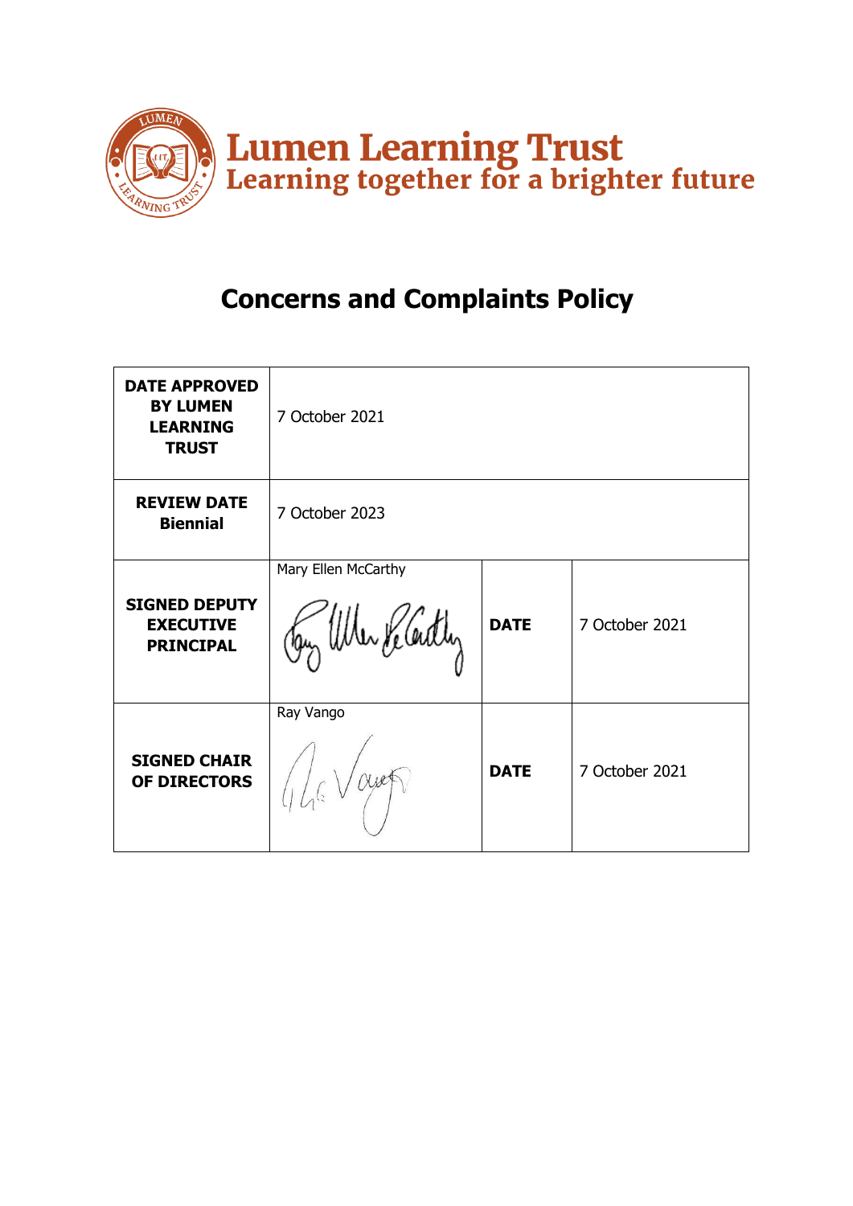**Lumen Learning Trust**
**Learning together for a brighter future**

# Concerns and Complaints Policy

| DATE APPROVED BY LUMEN LEARNING TRUST | 7 October 2021 | | |
|---|---|---|---|
| REVIEW DATE Biennial | 7 October 2023 | | |
| SIGNED DEPUTY EXECUTIVE PRINCIPAL | Mary Ellen McCarthy | DATE | 7 October 2021 |
| SIGNED CHAIR OF DIRECTORS | Ray Vango | DATE | 7 October 2021 |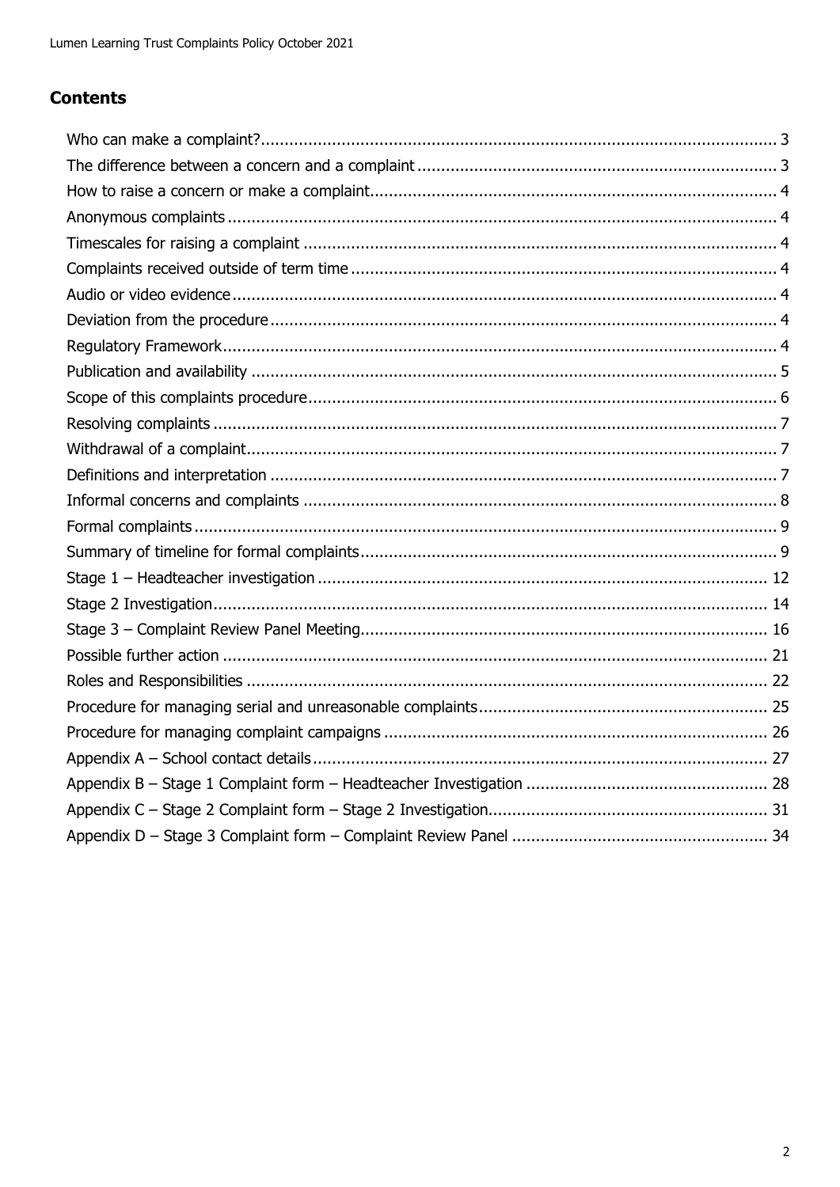## Contents

Who can make a complaint? ... 3
The difference between a concern and a complaint ... 3
How to raise a concern or make a complaint ... 4
Anonymous complaints ... 4
Timescales for raising a complaint ... 4
Complaints received outside of term time ... 4
Audio or video evidence ... 4
Deviation from the procedure ... 4
Regulatory Framework ... 4
Publication and availability ... 5
Scope of this complaints procedure ... 6
Resolving complaints ... 7
Withdrawal of a complaint ... 7
Definitions and interpretation ... 7
Informal concerns and complaints ... 8
Formal complaints ... 9
Summary of timeline for formal complaints ... 9
Stage 1 – Headteacher investigation ... 12
Stage 2 Investigation ... 14
Stage 3 – Complaint Review Panel Meeting ... 16
Possible further action ... 21
Roles and Responsibilities ... 22
Procedure for managing serial and unreasonable complaints ... 25
Procedure for managing complaint campaigns ... 26
Appendix A – School contact details ... 27
Appendix B – Stage 1 Complaint form – Headteacher Investigation ... 28
Appendix C – Stage 2 Complaint form – Stage 2 Investigation ... 31
Appendix D – Stage 3 Complaint form – Complaint Review Panel ... 34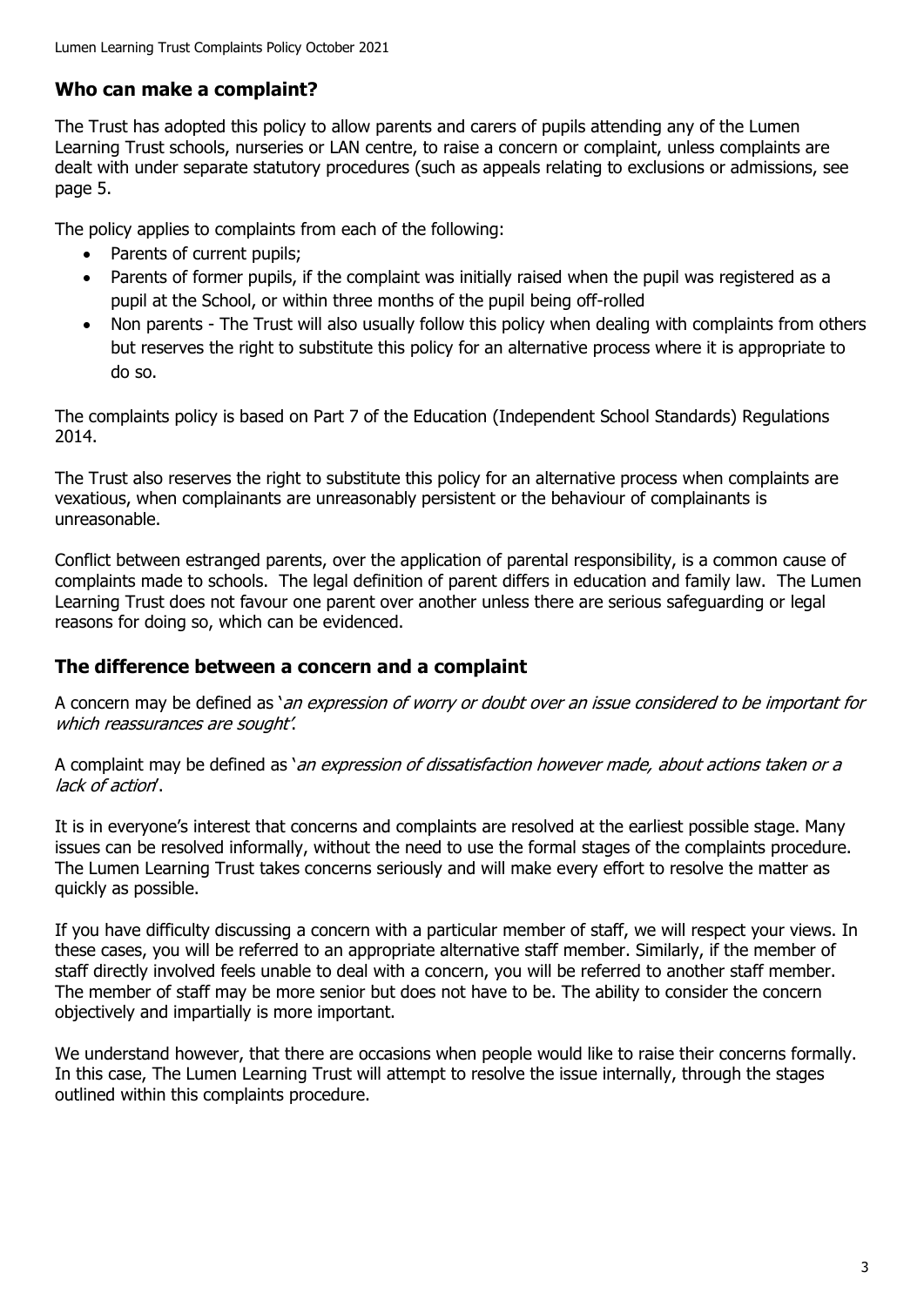## Who can make a complaint?

The Trust has adopted this policy to allow parents and carers of pupils attending any of the Lumen Learning Trust schools, nurseries or LAN centre, to raise a concern or complaint, unless complaints are dealt with under separate statutory procedures (such as appeals relating to exclusions or admissions, see page 5.

The policy applies to complaints from each of the following:

- Parents of current pupils;
- Parents of former pupils, if the complaint was initially raised when the pupil was registered as a pupil at the School, or within three months of the pupil being off-rolled
- Non parents - The Trust will also usually follow this policy when dealing with complaints from others but reserves the right to substitute this policy for an alternative process where it is appropriate to do so.

The complaints policy is based on Part 7 of the Education (Independent School Standards) Regulations 2014.

The Trust also reserves the right to substitute this policy for an alternative process when complaints are vexatious, when complainants are unreasonably persistent or the behaviour of complainants is unreasonable.

Conflict between estranged parents, over the application of parental responsibility, is a common cause of complaints made to schools. The legal definition of parent differs in education and family law. The Lumen Learning Trust does not favour one parent over another unless there are serious safeguarding or legal reasons for doing so, which can be evidenced.

## The difference between a concern and a complaint

A concern may be defined as '*an expression of worry or doubt over an issue considered to be important for which reassurances are sought*'.

A complaint may be defined as '*an expression of dissatisfaction however made, about actions taken or a lack of action*'.

It is in everyone's interest that concerns and complaints are resolved at the earliest possible stage. Many issues can be resolved informally, without the need to use the formal stages of the complaints procedure. The Lumen Learning Trust takes concerns seriously and will make every effort to resolve the matter as quickly as possible.

If you have difficulty discussing a concern with a particular member of staff, we will respect your views. In these cases, you will be referred to an appropriate alternative staff member. Similarly, if the member of staff directly involved feels unable to deal with a concern, you will be referred to another staff member. The member of staff may be more senior but does not have to be. The ability to consider the concern objectively and impartially is more important.

We understand however, that there are occasions when people would like to raise their concerns formally. In this case, The Lumen Learning Trust will attempt to resolve the issue internally, through the stages outlined within this complaints procedure.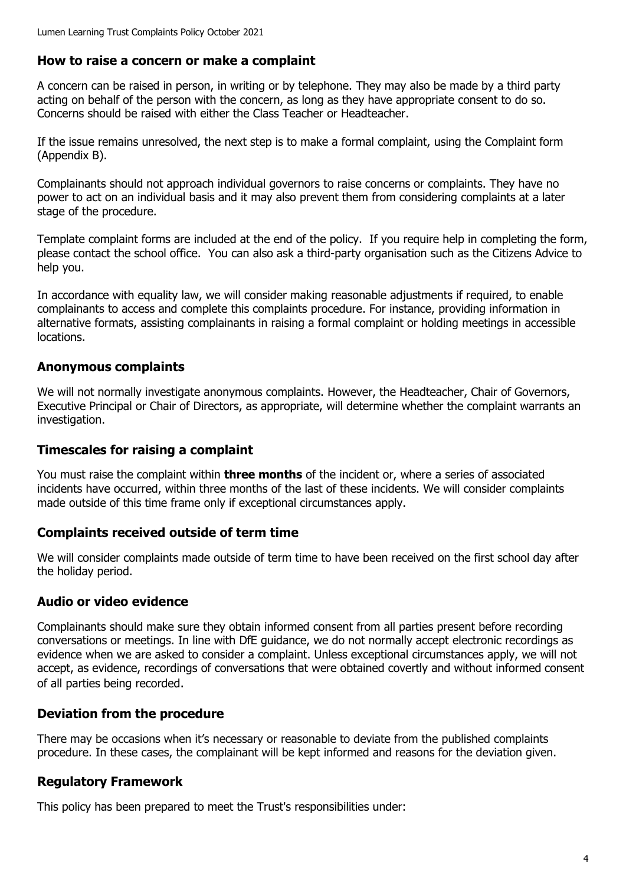## How to raise a concern or make a complaint

A concern can be raised in person, in writing or by telephone. They may also be made by a third party acting on behalf of the person with the concern, as long as they have appropriate consent to do so. Concerns should be raised with either the Class Teacher or Headteacher.

If the issue remains unresolved, the next step is to make a formal complaint, using the Complaint form (Appendix B).

Complainants should not approach individual governors to raise concerns or complaints. They have no power to act on an individual basis and it may also prevent them from considering complaints at a later stage of the procedure.

Template complaint forms are included at the end of the policy. If you require help in completing the form, please contact the school office. You can also ask a third-party organisation such as the Citizens Advice to help you.

In accordance with equality law, we will consider making reasonable adjustments if required, to enable complainants to access and complete this complaints procedure. For instance, providing information in alternative formats, assisting complainants in raising a formal complaint or holding meetings in accessible locations.

## Anonymous complaints

We will not normally investigate anonymous complaints. However, the Headteacher, Chair of Governors, Executive Principal or Chair of Directors, as appropriate, will determine whether the complaint warrants an investigation.

## Timescales for raising a complaint

You must raise the complaint within **three months** of the incident or, where a series of associated incidents have occurred, within three months of the last of these incidents. We will consider complaints made outside of this time frame only if exceptional circumstances apply.

## Complaints received outside of term time

We will consider complaints made outside of term time to have been received on the first school day after the holiday period.

## Audio or video evidence

Complainants should make sure they obtain informed consent from all parties present before recording conversations or meetings. In line with DfE guidance, we do not normally accept electronic recordings as evidence when we are asked to consider a complaint. Unless exceptional circumstances apply, we will not accept, as evidence, recordings of conversations that were obtained covertly and without informed consent of all parties being recorded.

## Deviation from the procedure

There may be occasions when it's necessary or reasonable to deviate from the published complaints procedure. In these cases, the complainant will be kept informed and reasons for the deviation given.

## Regulatory Framework

This policy has been prepared to meet the Trust's responsibilities under: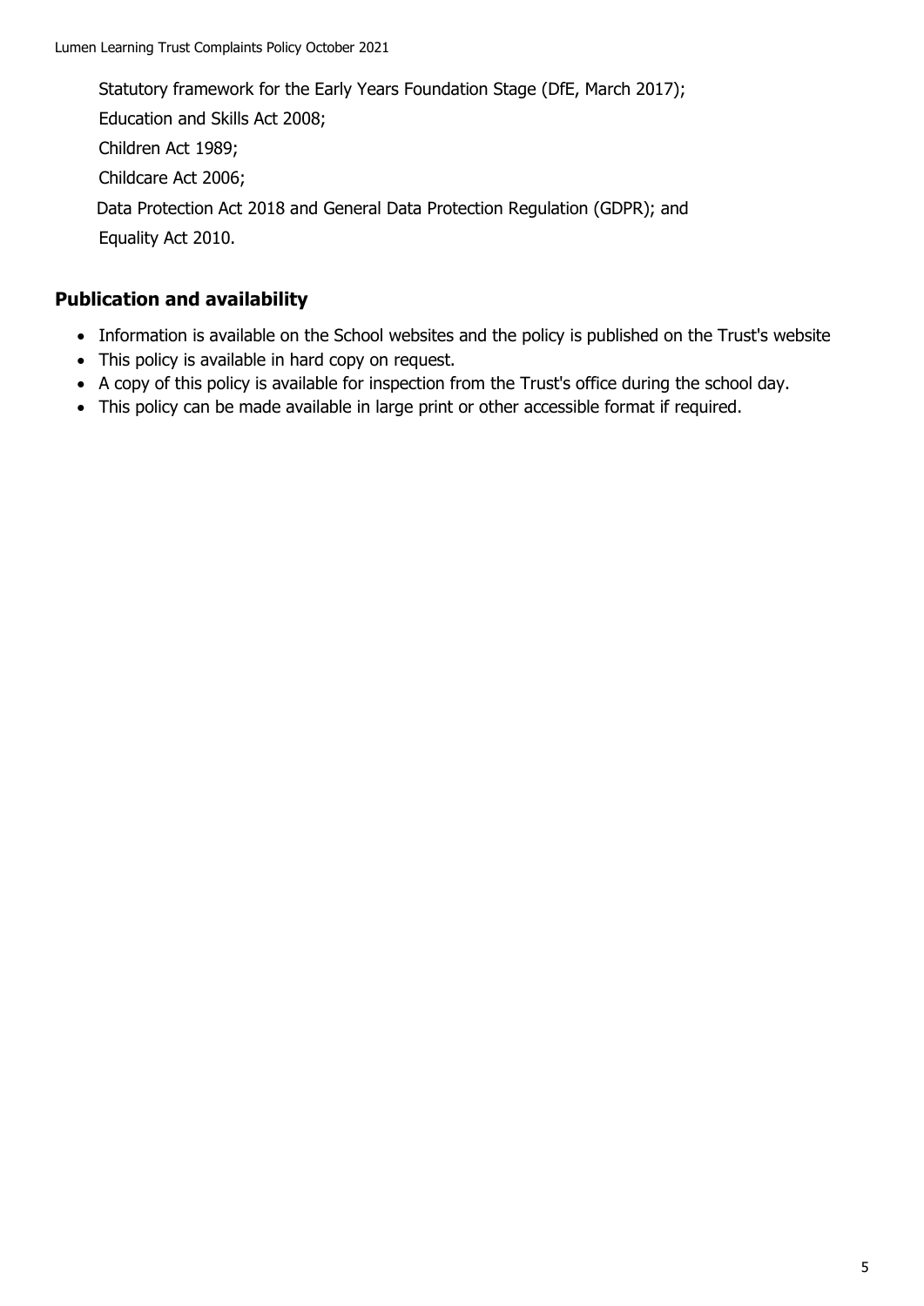Statutory framework for the Early Years Foundation Stage (DfE, March 2017);

Education and Skills Act 2008;

Children Act 1989;

Childcare Act 2006;

Data Protection Act 2018 and General Data Protection Regulation (GDPR); and

Equality Act 2010.

## Publication and availability

- Information is available on the School websites and the policy is published on the Trust's website
- This policy is available in hard copy on request.
- A copy of this policy is available for inspection from the Trust's office during the school day.
- This policy can be made available in large print or other accessible format if required.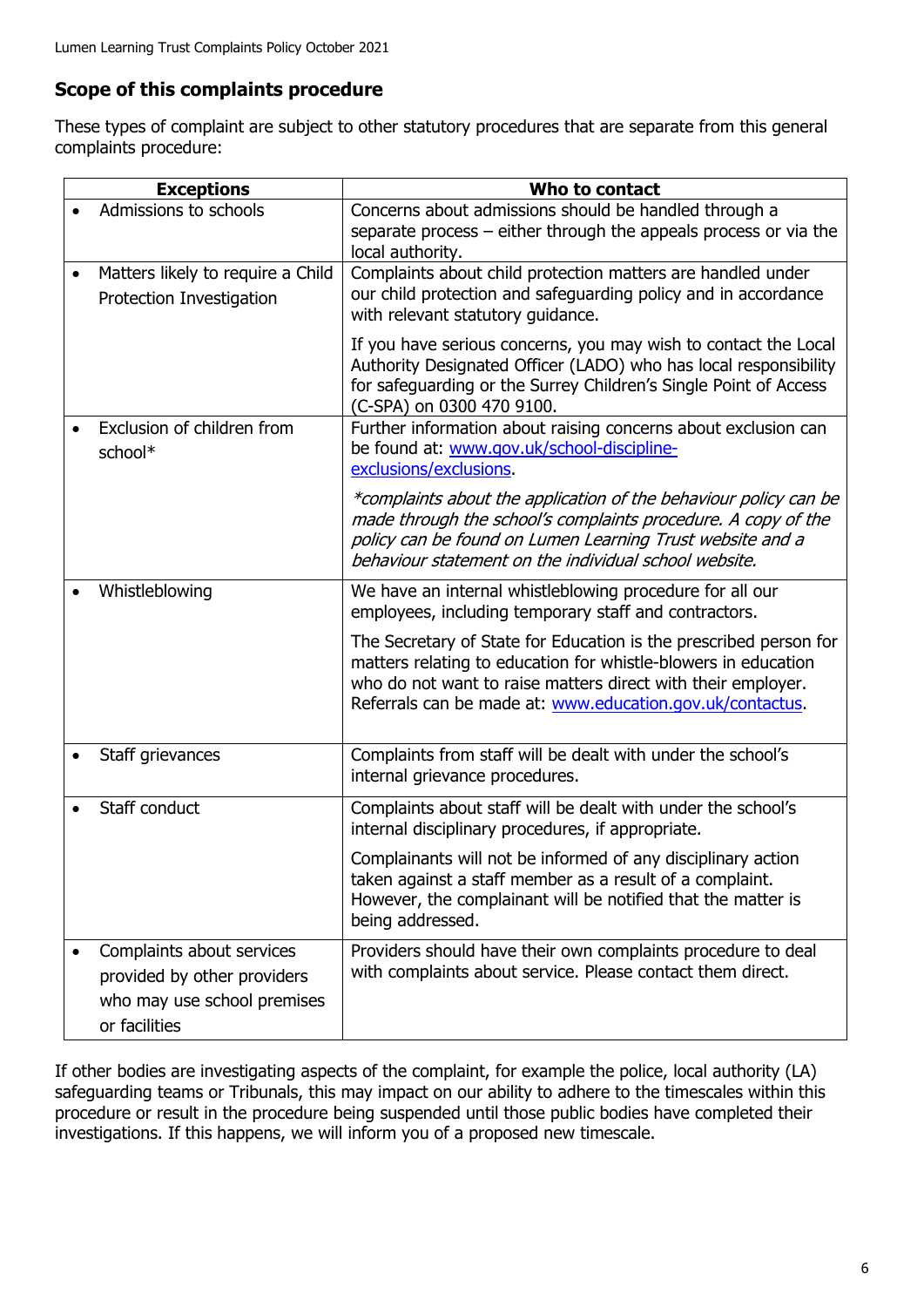## Scope of this complaints procedure

These types of complaint are subject to other statutory procedures that are separate from this general complaints procedure:

| Exceptions | Who to contact |
| --- | --- |
| • Admissions to schools | Concerns about admissions should be handled through a separate process – either through the appeals process or via the local authority. |
| • Matters likely to require a Child Protection Investigation | Complaints about child protection matters are handled under our child protection and safeguarding policy and in accordance with relevant statutory guidance.<br><br>If you have serious concerns, you may wish to contact the Local Authority Designated Officer (LADO) who has local responsibility for safeguarding or the Surrey Children's Single Point of Access (C-SPA) on 0300 470 9100. |
| • Exclusion of children from school* | Further information about raising concerns about exclusion can be found at: [www.gov.uk/school-discipline-exclusions/exclusions](www.gov.uk/school-discipline-exclusions/exclusions).<br><br>*\*complaints about the application of the behaviour policy can be made through the school's complaints procedure. A copy of the policy can be found on Lumen Learning Trust website and a behaviour statement on the individual school website.* |
| • Whistleblowing | We have an internal whistleblowing procedure for all our employees, including temporary staff and contractors.<br><br>The Secretary of State for Education is the prescribed person for matters relating to education for whistle-blowers in education who do not want to raise matters direct with their employer. Referrals can be made at: [www.education.gov.uk/contactus](www.education.gov.uk/contactus). |
| • Staff grievances | Complaints from staff will be dealt with under the school's internal grievance procedures. |
| • Staff conduct | Complaints about staff will be dealt with under the school's internal disciplinary procedures, if appropriate.<br><br>Complainants will not be informed of any disciplinary action taken against a staff member as a result of a complaint. However, the complainant will be notified that the matter is being addressed. |
| • Complaints about services provided by other providers who may use school premises or facilities | Providers should have their own complaints procedure to deal with complaints about service. Please contact them direct. |

If other bodies are investigating aspects of the complaint, for example the police, local authority (LA) safeguarding teams or Tribunals, this may impact on our ability to adhere to the timescales within this procedure or result in the procedure being suspended until those public bodies have completed their investigations. If this happens, we will inform you of a proposed new timescale.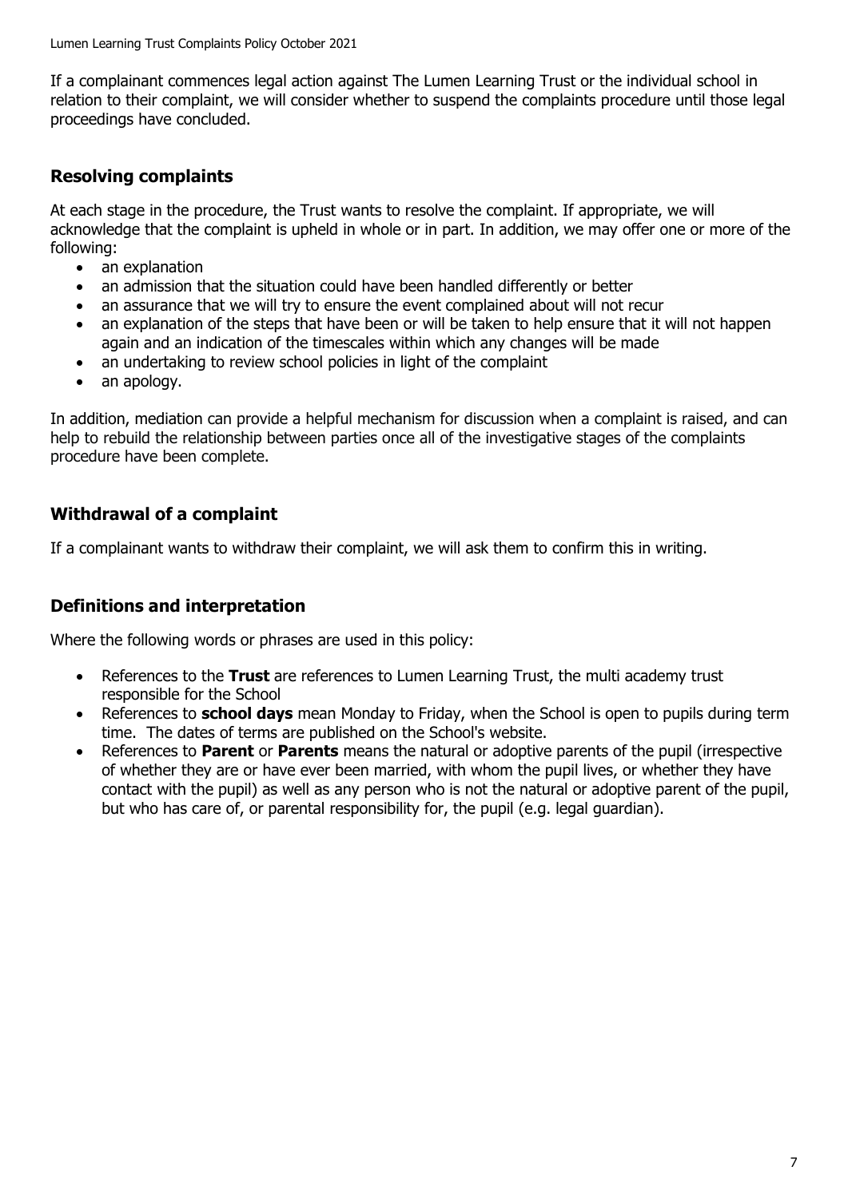If a complainant commences legal action against The Lumen Learning Trust or the individual school in relation to their complaint, we will consider whether to suspend the complaints procedure until those legal proceedings have concluded.

## Resolving complaints

At each stage in the procedure, the Trust wants to resolve the complaint. If appropriate, we will acknowledge that the complaint is upheld in whole or in part. In addition, we may offer one or more of the following:

- an explanation
- an admission that the situation could have been handled differently or better
- an assurance that we will try to ensure the event complained about will not recur
- an explanation of the steps that have been or will be taken to help ensure that it will not happen again and an indication of the timescales within which any changes will be made
- an undertaking to review school policies in light of the complaint
- an apology.

In addition, mediation can provide a helpful mechanism for discussion when a complaint is raised, and can help to rebuild the relationship between parties once all of the investigative stages of the complaints procedure have been complete.

## Withdrawal of a complaint

If a complainant wants to withdraw their complaint, we will ask them to confirm this in writing.

## Definitions and interpretation

Where the following words or phrases are used in this policy:

- References to the **Trust** are references to Lumen Learning Trust, the multi academy trust responsible for the School
- References to **school days** mean Monday to Friday, when the School is open to pupils during term time. The dates of terms are published on the School's website.
- References to **Parent** or **Parents** means the natural or adoptive parents of the pupil (irrespective of whether they are or have ever been married, with whom the pupil lives, or whether they have contact with the pupil) as well as any person who is not the natural or adoptive parent of the pupil, but who has care of, or parental responsibility for, the pupil (e.g. legal guardian).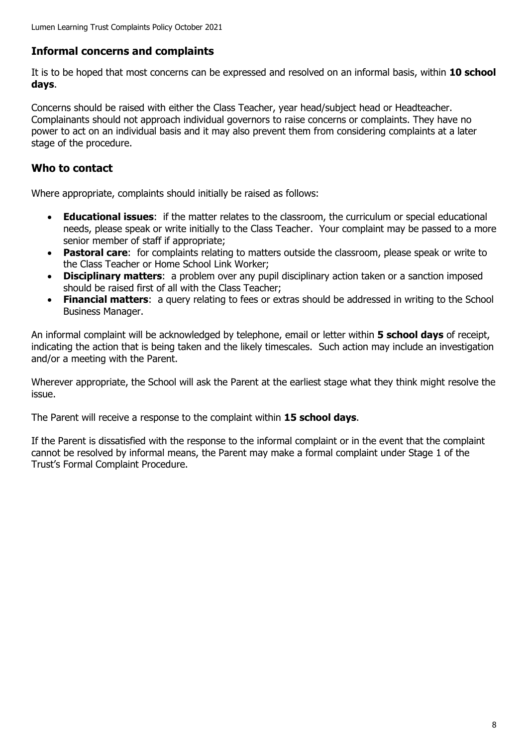## Informal concerns and complaints

It is to be hoped that most concerns can be expressed and resolved on an informal basis, within **10 school days**.

Concerns should be raised with either the Class Teacher, year head/subject head or Headteacher. Complainants should not approach individual governors to raise concerns or complaints. They have no power to act on an individual basis and it may also prevent them from considering complaints at a later stage of the procedure.

## Who to contact

Where appropriate, complaints should initially be raised as follows:

- **Educational issues**: if the matter relates to the classroom, the curriculum or special educational needs, please speak or write initially to the Class Teacher. Your complaint may be passed to a more senior member of staff if appropriate;
- **Pastoral care**: for complaints relating to matters outside the classroom, please speak or write to the Class Teacher or Home School Link Worker;
- **Disciplinary matters**: a problem over any pupil disciplinary action taken or a sanction imposed should be raised first of all with the Class Teacher;
- **Financial matters**: a query relating to fees or extras should be addressed in writing to the School Business Manager.

An informal complaint will be acknowledged by telephone, email or letter within **5 school days** of receipt, indicating the action that is being taken and the likely timescales. Such action may include an investigation and/or a meeting with the Parent.

Wherever appropriate, the School will ask the Parent at the earliest stage what they think might resolve the issue.

The Parent will receive a response to the complaint within **15 school days**.

If the Parent is dissatisfied with the response to the informal complaint or in the event that the complaint cannot be resolved by informal means, the Parent may make a formal complaint under Stage 1 of the Trust's Formal Complaint Procedure.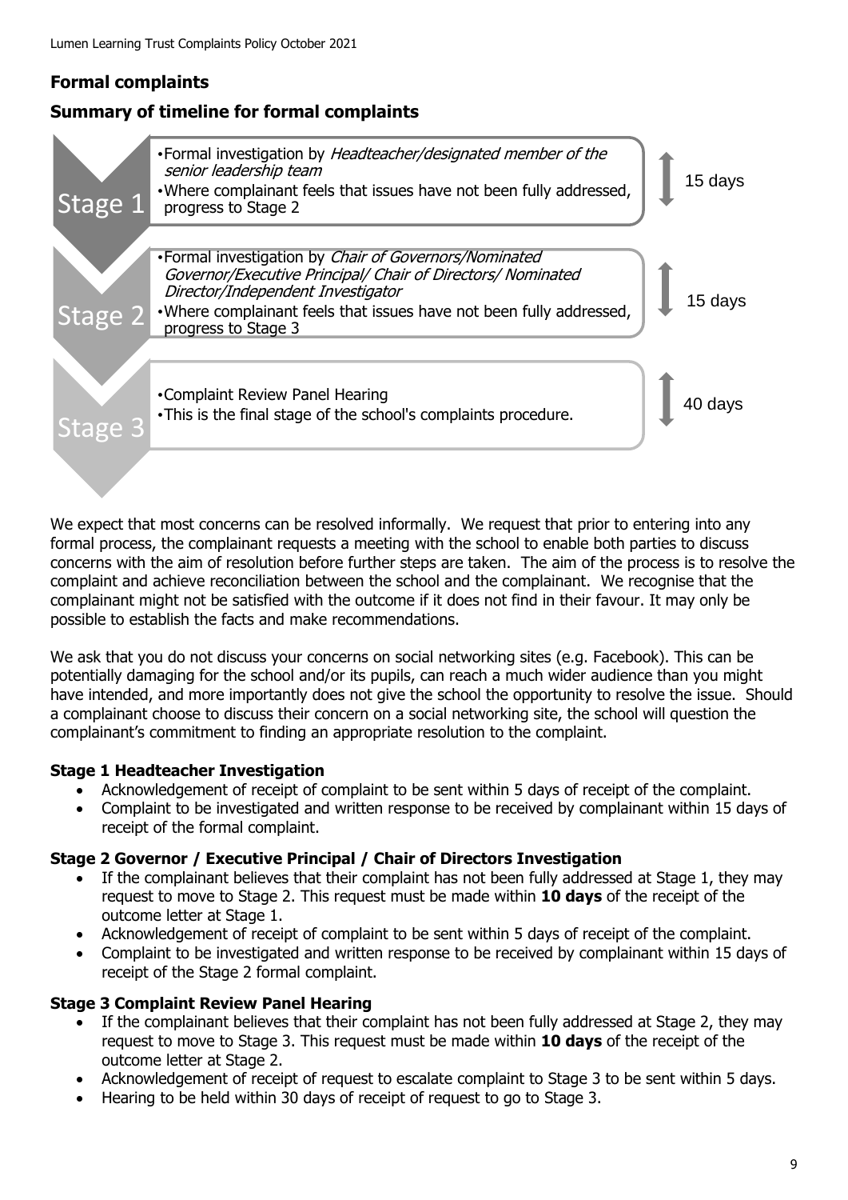## Formal complaints

## Summary of timeline for formal complaints

| Stage | Description | Timeline |
| --- | --- | --- |
| Stage 1 | • Formal investigation by *Headteacher/designated member of the senior leadership team*<br>• Where complainant feels that issues have not been fully addressed, progress to Stage 2 | 15 days |
| Stage 2 | • Formal investigation by *Chair of Governors/Nominated Governor/Executive Principal/ Chair of Directors/ Nominated Director/Independent Investigator*<br>• Where complainant feels that issues have not been fully addressed, progress to Stage 3 | 15 days |
| Stage 3 | • Complaint Review Panel Hearing<br>• This is the final stage of the school's complaints procedure. | 40 days |

We expect that most concerns can be resolved informally. We request that prior to entering into any formal process, the complainant requests a meeting with the school to enable both parties to discuss concerns with the aim of resolution before further steps are taken. The aim of the process is to resolve the complaint and achieve reconciliation between the school and the complainant. We recognise that the complainant might not be satisfied with the outcome if it does not find in their favour. It may only be possible to establish the facts and make recommendations.

We ask that you do not discuss your concerns on social networking sites (e.g. Facebook). This can be potentially damaging for the school and/or its pupils, can reach a much wider audience than you might have intended, and more importantly does not give the school the opportunity to resolve the issue. Should a complainant choose to discuss their concern on a social networking site, the school will question the complainant's commitment to finding an appropriate resolution to the complaint.

### Stage 1 Headteacher Investigation

- Acknowledgement of receipt of complaint to be sent within 5 days of receipt of the complaint.
- Complaint to be investigated and written response to be received by complainant within 15 days of receipt of the formal complaint.

### Stage 2 Governor / Executive Principal / Chair of Directors Investigation

- If the complainant believes that their complaint has not been fully addressed at Stage 1, they may request to move to Stage 2. This request must be made within **10 days** of the receipt of the outcome letter at Stage 1.
- Acknowledgement of receipt of complaint to be sent within 5 days of receipt of the complaint.
- Complaint to be investigated and written response to be received by complainant within 15 days of receipt of the Stage 2 formal complaint.

### Stage 3 Complaint Review Panel Hearing

- If the complainant believes that their complaint has not been fully addressed at Stage 2, they may request to move to Stage 3. This request must be made within **10 days** of the receipt of the outcome letter at Stage 2.
- Acknowledgement of receipt of request to escalate complaint to Stage 3 to be sent within 5 days.
- Hearing to be held within 30 days of receipt of request to go to Stage 3.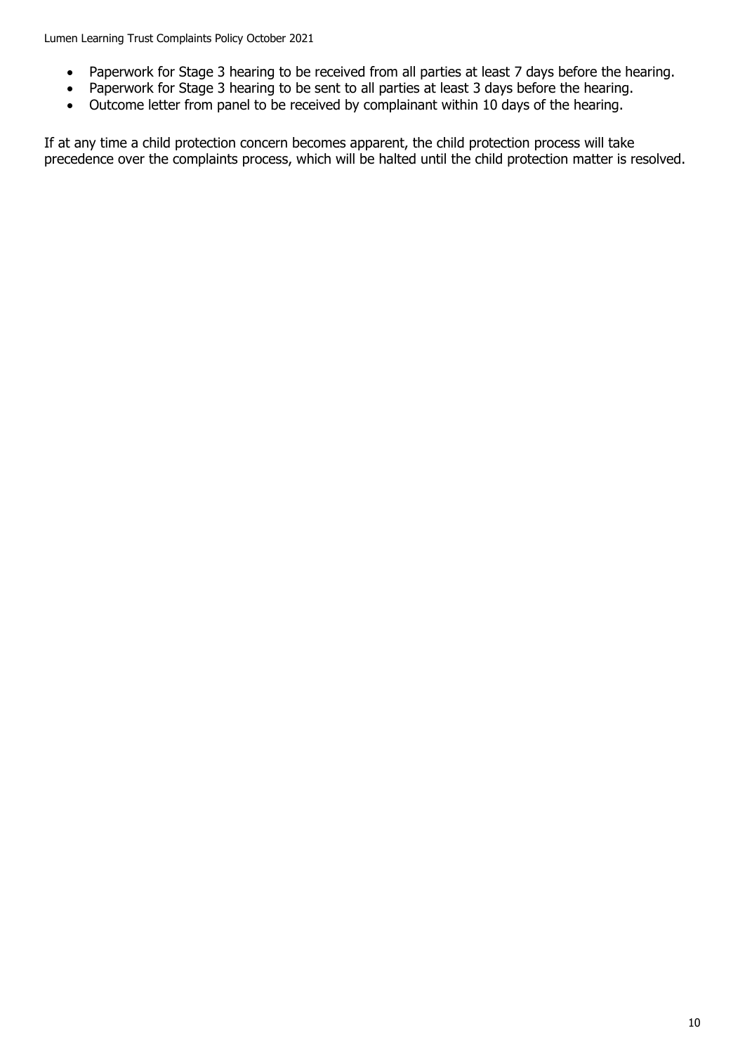- Paperwork for Stage 3 hearing to be received from all parties at least 7 days before the hearing.
- Paperwork for Stage 3 hearing to be sent to all parties at least 3 days before the hearing.
- Outcome letter from panel to be received by complainant within 10 days of the hearing.

If at any time a child protection concern becomes apparent, the child protection process will take precedence over the complaints process, which will be halted until the child protection matter is resolved.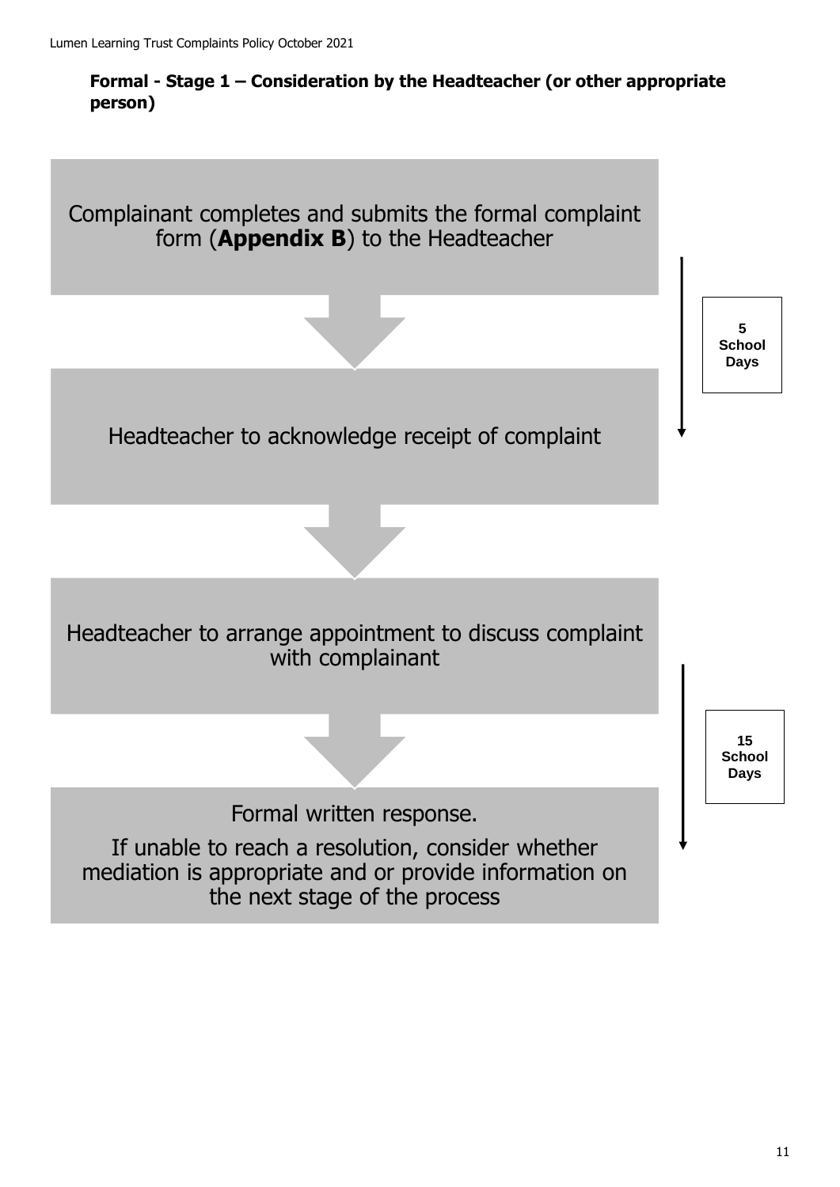**Formal - Stage 1 – Consideration by the Headteacher (or other appropriate person)**

Complainant completes and submits the formal complaint form (**Appendix B**) to the Headteacher

↓

Headteacher to acknowledge receipt of complaint

**5 School Days**

↓

Headteacher to arrange appointment to discuss complaint with complainant

↓

Formal written response.

If unable to reach a resolution, consider whether mediation is appropriate and or provide information on the next stage of the process

**15 School Days**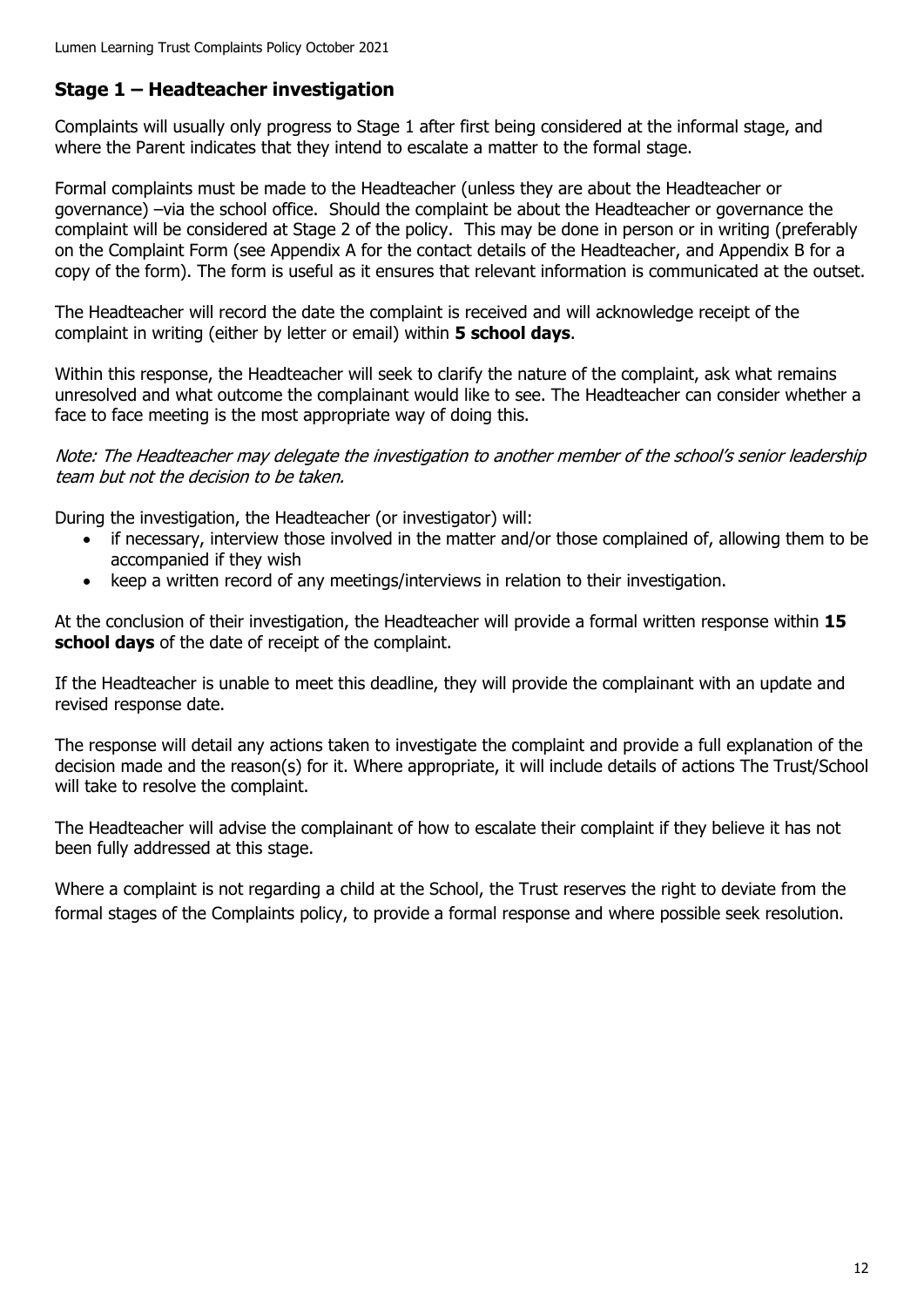## Stage 1 – Headteacher investigation

Complaints will usually only progress to Stage 1 after first being considered at the informal stage, and where the Parent indicates that they intend to escalate a matter to the formal stage.

Formal complaints must be made to the Headteacher (unless they are about the Headteacher or governance) –via the school office. Should the complaint be about the Headteacher or governance the complaint will be considered at Stage 2 of the policy. This may be done in person or in writing (preferably on the Complaint Form (see Appendix A for the contact details of the Headteacher, and Appendix B for a copy of the form). The form is useful as it ensures that relevant information is communicated at the outset.

The Headteacher will record the date the complaint is received and will acknowledge receipt of the complaint in writing (either by letter or email) within **5 school days**.

Within this response, the Headteacher will seek to clarify the nature of the complaint, ask what remains unresolved and what outcome the complainant would like to see. The Headteacher can consider whether a face to face meeting is the most appropriate way of doing this.

*Note: The Headteacher may delegate the investigation to another member of the school's senior leadership team but not the decision to be taken.*

During the investigation, the Headteacher (or investigator) will:

- if necessary, interview those involved in the matter and/or those complained of, allowing them to be accompanied if they wish
- keep a written record of any meetings/interviews in relation to their investigation.

At the conclusion of their investigation, the Headteacher will provide a formal written response within **15 school days** of the date of receipt of the complaint.

If the Headteacher is unable to meet this deadline, they will provide the complainant with an update and revised response date.

The response will detail any actions taken to investigate the complaint and provide a full explanation of the decision made and the reason(s) for it. Where appropriate, it will include details of actions The Trust/School will take to resolve the complaint.

The Headteacher will advise the complainant of how to escalate their complaint if they believe it has not been fully addressed at this stage.

Where a complaint is not regarding a child at the School, the Trust reserves the right to deviate from the formal stages of the Complaints policy, to provide a formal response and where possible seek resolution.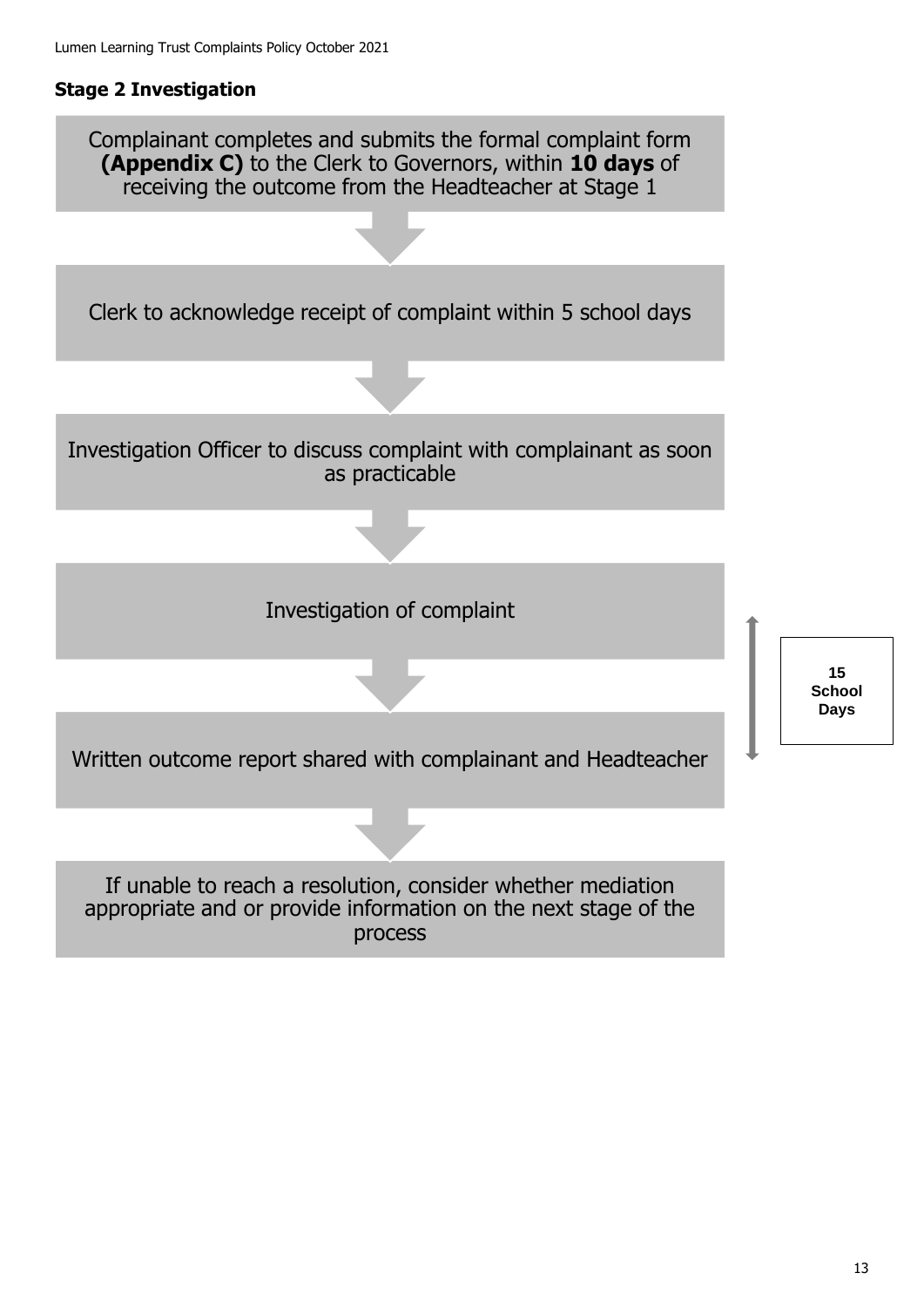## Stage 2 Investigation

Complainant completes and submits the formal complaint form **(Appendix C)** to the Clerk to Governors, within **10 days** of receiving the outcome from the Headteacher at Stage 1

↓

Clerk to acknowledge receipt of complaint within 5 school days

↓

Investigation Officer to discuss complaint with complainant as soon as practicable

↓

Investigation of complaint

↓

Written outcome report shared with complainant and Headteacher

*(Investigation of complaint to written outcome report: 15 School Days)*

↓

If unable to reach a resolution, consider whether mediation appropriate and or provide information on the next stage of the process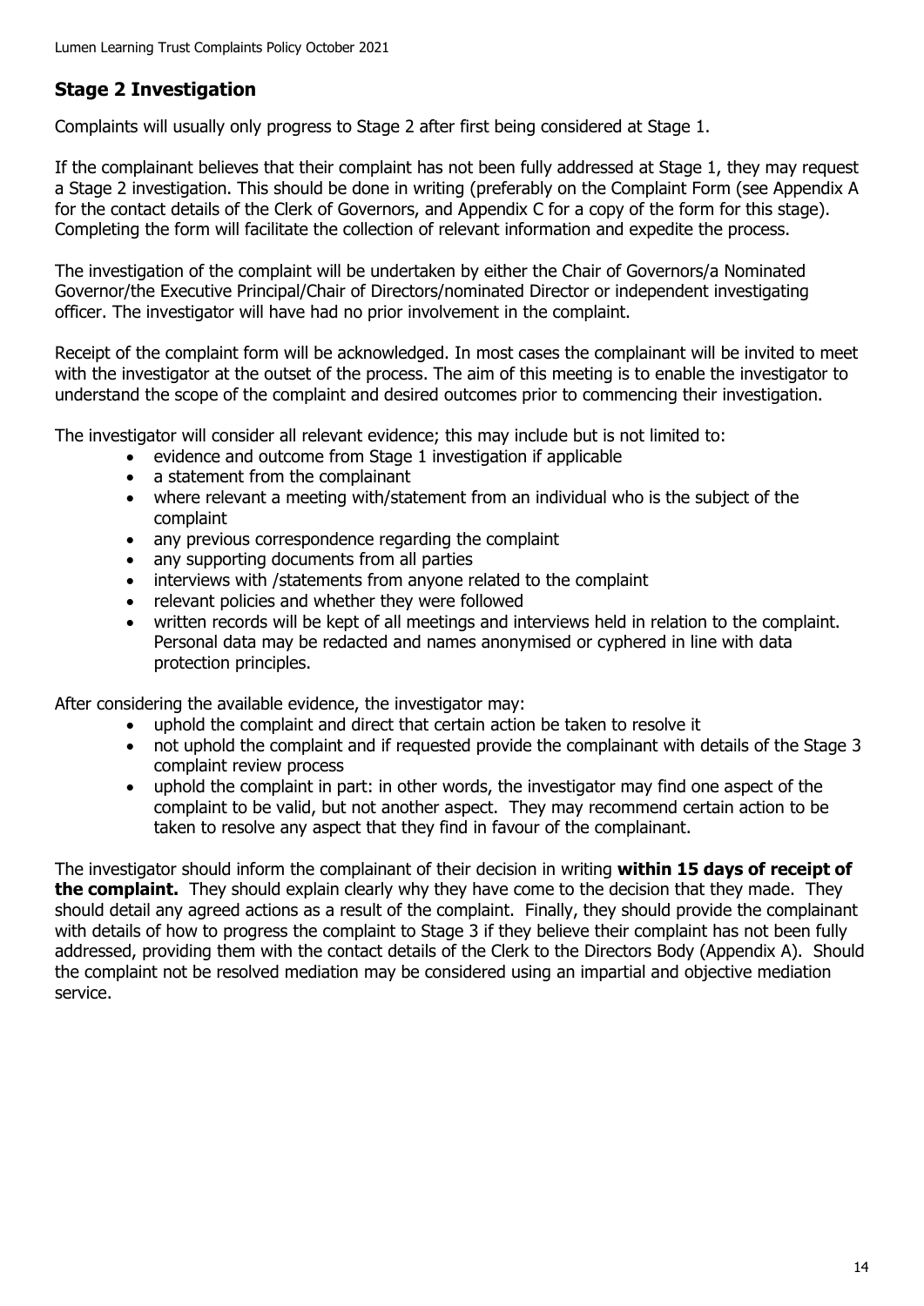## Stage 2 Investigation

Complaints will usually only progress to Stage 2 after first being considered at Stage 1.

If the complainant believes that their complaint has not been fully addressed at Stage 1, they may request a Stage 2 investigation. This should be done in writing (preferably on the Complaint Form (see Appendix A for the contact details of the Clerk of Governors, and Appendix C for a copy of the form for this stage). Completing the form will facilitate the collection of relevant information and expedite the process.

The investigation of the complaint will be undertaken by either the Chair of Governors/a Nominated Governor/the Executive Principal/Chair of Directors/nominated Director or independent investigating officer. The investigator will have had no prior involvement in the complaint.

Receipt of the complaint form will be acknowledged. In most cases the complainant will be invited to meet with the investigator at the outset of the process. The aim of this meeting is to enable the investigator to understand the scope of the complaint and desired outcomes prior to commencing their investigation.

The investigator will consider all relevant evidence; this may include but is not limited to:

- evidence and outcome from Stage 1 investigation if applicable
- a statement from the complainant
- where relevant a meeting with/statement from an individual who is the subject of the complaint
- any previous correspondence regarding the complaint
- any supporting documents from all parties
- interviews with /statements from anyone related to the complaint
- relevant policies and whether they were followed
- written records will be kept of all meetings and interviews held in relation to the complaint. Personal data may be redacted and names anonymised or cyphered in line with data protection principles.

After considering the available evidence, the investigator may:

- uphold the complaint and direct that certain action be taken to resolve it
- not uphold the complaint and if requested provide the complainant with details of the Stage 3 complaint review process
- uphold the complaint in part: in other words, the investigator may find one aspect of the complaint to be valid, but not another aspect. They may recommend certain action to be taken to resolve any aspect that they find in favour of the complainant.

The investigator should inform the complainant of their decision in writing **within 15 days of receipt of the complaint.** They should explain clearly why they have come to the decision that they made. They should detail any agreed actions as a result of the complaint. Finally, they should provide the complainant with details of how to progress the complaint to Stage 3 if they believe their complaint has not been fully addressed, providing them with the contact details of the Clerk to the Directors Body (Appendix A). Should the complaint not be resolved mediation may be considered using an impartial and objective mediation service.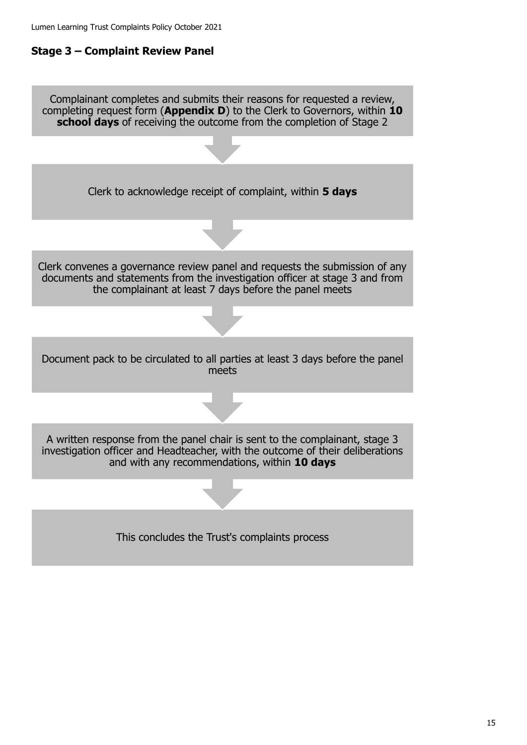## Stage 3 – Complaint Review Panel

Complainant completes and submits their reasons for requested a review, completing request form (**Appendix D**) to the Clerk to Governors, within **10 school days** of receiving the outcome from the completion of Stage 2

↓

Clerk to acknowledge receipt of complaint, within **5 days**

↓

Clerk convenes a governance review panel and requests the submission of any documents and statements from the investigation officer at stage 3 and from the complainant at least 7 days before the panel meets

↓

Document pack to be circulated to all parties at least 3 days before the panel meets

↓

A written response from the panel chair is sent to the complainant, stage 3 investigation officer and Headteacher, with the outcome of their deliberations and with any recommendations, within **10 days**

↓

This concludes the Trust's complaints process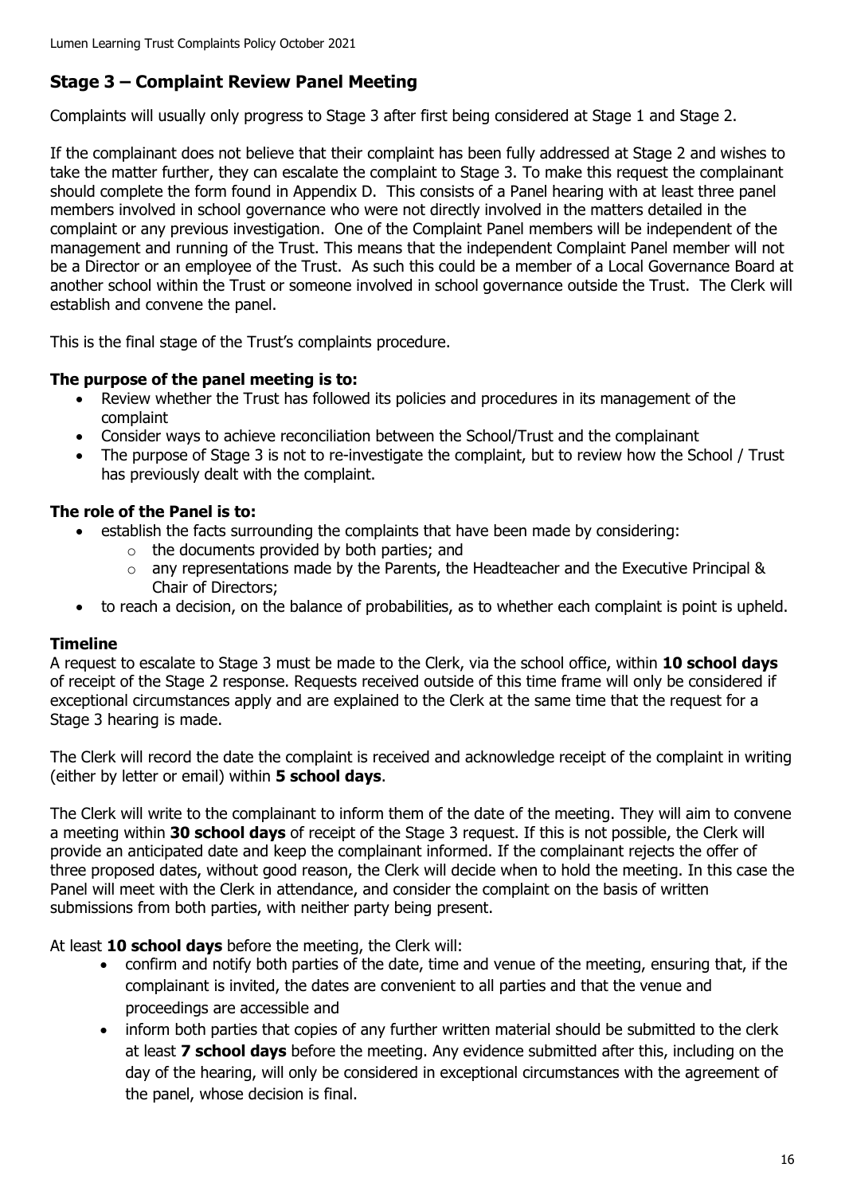## Stage 3 – Complaint Review Panel Meeting

Complaints will usually only progress to Stage 3 after first being considered at Stage 1 and Stage 2.

If the complainant does not believe that their complaint has been fully addressed at Stage 2 and wishes to take the matter further, they can escalate the complaint to Stage 3. To make this request the complainant should complete the form found in Appendix D. This consists of a Panel hearing with at least three panel members involved in school governance who were not directly involved in the matters detailed in the complaint or any previous investigation. One of the Complaint Panel members will be independent of the management and running of the Trust. This means that the independent Complaint Panel member will not be a Director or an employee of the Trust. As such this could be a member of a Local Governance Board at another school within the Trust or someone involved in school governance outside the Trust. The Clerk will establish and convene the panel.

This is the final stage of the Trust's complaints procedure.

### The purpose of the panel meeting is to:

- Review whether the Trust has followed its policies and procedures in its management of the complaint
- Consider ways to achieve reconciliation between the School/Trust and the complainant
- The purpose of Stage 3 is not to re-investigate the complaint, but to review how the School / Trust has previously dealt with the complaint.

### The role of the Panel is to:

- establish the facts surrounding the complaints that have been made by considering:
  - the documents provided by both parties; and
  - any representations made by the Parents, the Headteacher and the Executive Principal & Chair of Directors;
- to reach a decision, on the balance of probabilities, as to whether each complaint is point is upheld.

### Timeline

A request to escalate to Stage 3 must be made to the Clerk, via the school office, within **10 school days** of receipt of the Stage 2 response. Requests received outside of this time frame will only be considered if exceptional circumstances apply and are explained to the Clerk at the same time that the request for a Stage 3 hearing is made.

The Clerk will record the date the complaint is received and acknowledge receipt of the complaint in writing (either by letter or email) within **5 school days**.

The Clerk will write to the complainant to inform them of the date of the meeting. They will aim to convene a meeting within **30 school days** of receipt of the Stage 3 request. If this is not possible, the Clerk will provide an anticipated date and keep the complainant informed. If the complainant rejects the offer of three proposed dates, without good reason, the Clerk will decide when to hold the meeting. In this case the Panel will meet with the Clerk in attendance, and consider the complaint on the basis of written submissions from both parties, with neither party being present.

At least **10 school days** before the meeting, the Clerk will:

- confirm and notify both parties of the date, time and venue of the meeting, ensuring that, if the complainant is invited, the dates are convenient to all parties and that the venue and proceedings are accessible and
- inform both parties that copies of any further written material should be submitted to the clerk at least **7 school days** before the meeting. Any evidence submitted after this, including on the day of the hearing, will only be considered in exceptional circumstances with the agreement of the panel, whose decision is final.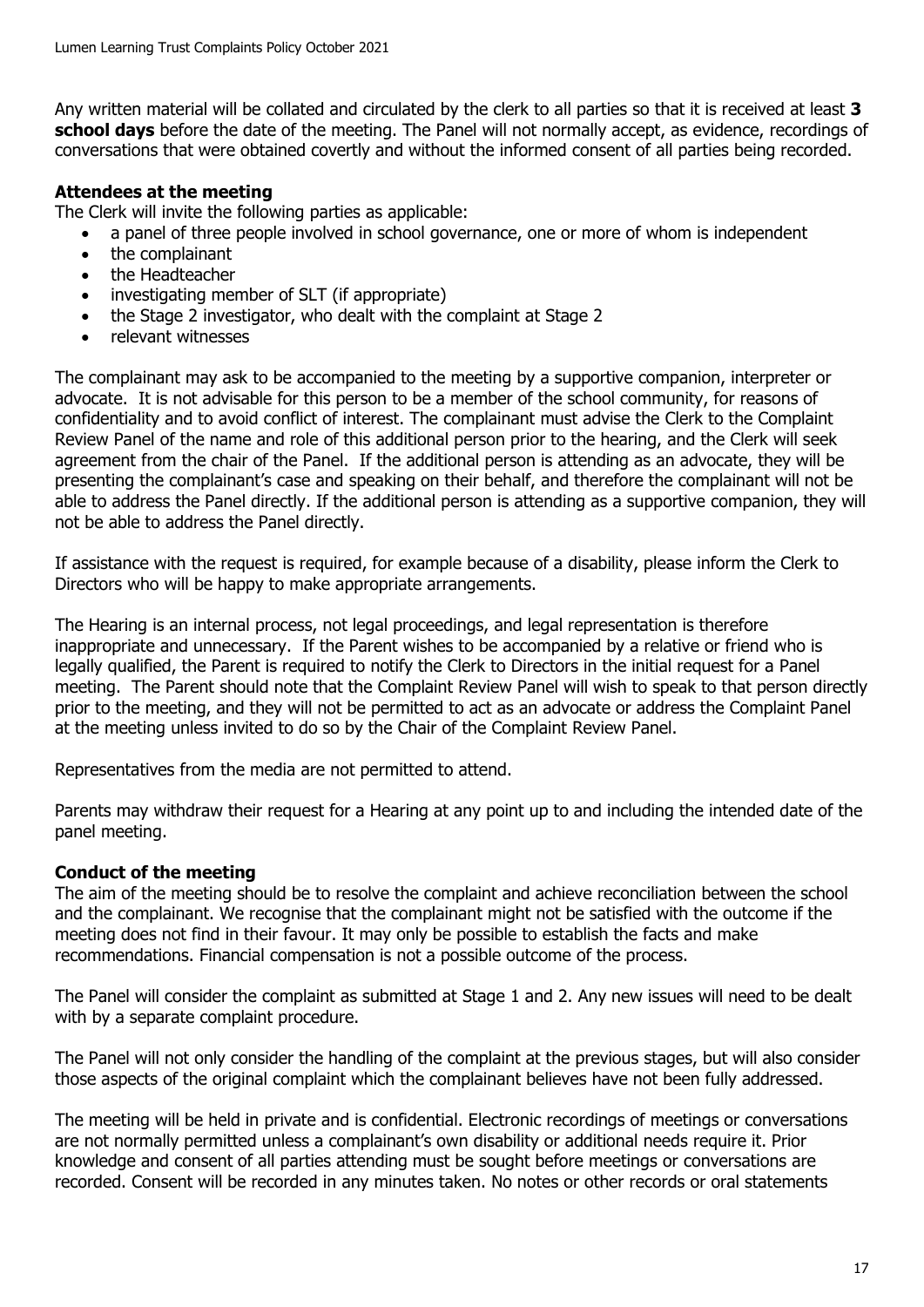Any written material will be collated and circulated by the clerk to all parties so that it is received at least **3 school days** before the date of the meeting. The Panel will not normally accept, as evidence, recordings of conversations that were obtained covertly and without the informed consent of all parties being recorded.

**Attendees at the meeting**

The Clerk will invite the following parties as applicable:

- a panel of three people involved in school governance, one or more of whom is independent
- the complainant
- the Headteacher
- investigating member of SLT (if appropriate)
- the Stage 2 investigator, who dealt with the complaint at Stage 2
- relevant witnesses

The complainant may ask to be accompanied to the meeting by a supportive companion, interpreter or advocate. It is not advisable for this person to be a member of the school community, for reasons of confidentiality and to avoid conflict of interest. The complainant must advise the Clerk to the Complaint Review Panel of the name and role of this additional person prior to the hearing, and the Clerk will seek agreement from the chair of the Panel. If the additional person is attending as an advocate, they will be presenting the complainant's case and speaking on their behalf, and therefore the complainant will not be able to address the Panel directly. If the additional person is attending as a supportive companion, they will not be able to address the Panel directly.

If assistance with the request is required, for example because of a disability, please inform the Clerk to Directors who will be happy to make appropriate arrangements.

The Hearing is an internal process, not legal proceedings, and legal representation is therefore inappropriate and unnecessary. If the Parent wishes to be accompanied by a relative or friend who is legally qualified, the Parent is required to notify the Clerk to Directors in the initial request for a Panel meeting. The Parent should note that the Complaint Review Panel will wish to speak to that person directly prior to the meeting, and they will not be permitted to act as an advocate or address the Complaint Panel at the meeting unless invited to do so by the Chair of the Complaint Review Panel.

Representatives from the media are not permitted to attend.

Parents may withdraw their request for a Hearing at any point up to and including the intended date of the panel meeting.

**Conduct of the meeting**

The aim of the meeting should be to resolve the complaint and achieve reconciliation between the school and the complainant. We recognise that the complainant might not be satisfied with the outcome if the meeting does not find in their favour. It may only be possible to establish the facts and make recommendations. Financial compensation is not a possible outcome of the process.

The Panel will consider the complaint as submitted at Stage 1 and 2. Any new issues will need to be dealt with by a separate complaint procedure.

The Panel will not only consider the handling of the complaint at the previous stages, but will also consider those aspects of the original complaint which the complainant believes have not been fully addressed.

The meeting will be held in private and is confidential. Electronic recordings of meetings or conversations are not normally permitted unless a complainant's own disability or additional needs require it. Prior knowledge and consent of all parties attending must be sought before meetings or conversations are recorded. Consent will be recorded in any minutes taken. No notes or other records or oral statements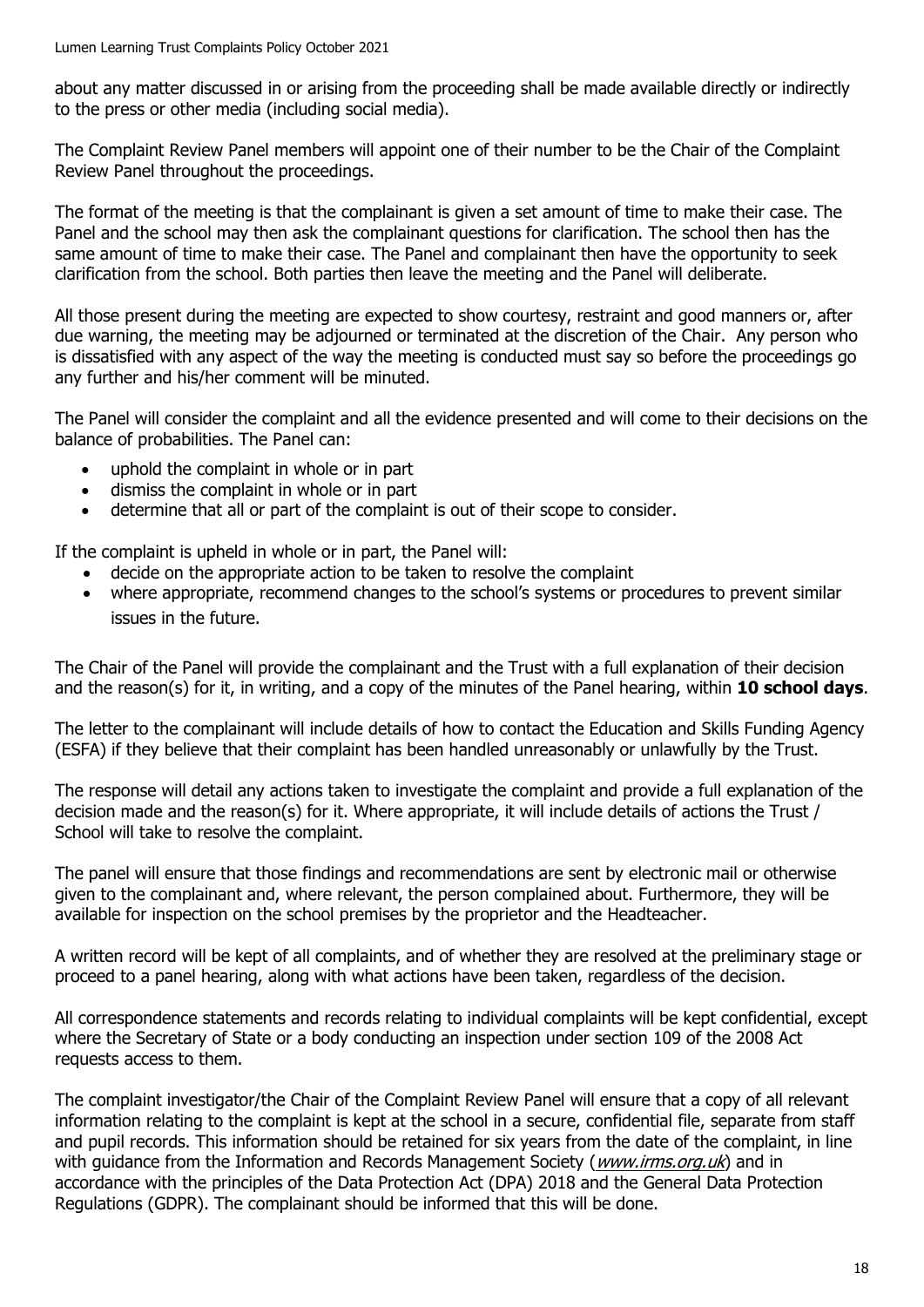about any matter discussed in or arising from the proceeding shall be made available directly or indirectly to the press or other media (including social media).

The Complaint Review Panel members will appoint one of their number to be the Chair of the Complaint Review Panel throughout the proceedings.

The format of the meeting is that the complainant is given a set amount of time to make their case. The Panel and the school may then ask the complainant questions for clarification. The school then has the same amount of time to make their case. The Panel and complainant then have the opportunity to seek clarification from the school. Both parties then leave the meeting and the Panel will deliberate.

All those present during the meeting are expected to show courtesy, restraint and good manners or, after due warning, the meeting may be adjourned or terminated at the discretion of the Chair. Any person who is dissatisfied with any aspect of the way the meeting is conducted must say so before the proceedings go any further and his/her comment will be minuted.

The Panel will consider the complaint and all the evidence presented and will come to their decisions on the balance of probabilities. The Panel can:

- uphold the complaint in whole or in part
- dismiss the complaint in whole or in part
- determine that all or part of the complaint is out of their scope to consider.

If the complaint is upheld in whole or in part, the Panel will:

- decide on the appropriate action to be taken to resolve the complaint
- where appropriate, recommend changes to the school's systems or procedures to prevent similar issues in the future.

The Chair of the Panel will provide the complainant and the Trust with a full explanation of their decision and the reason(s) for it, in writing, and a copy of the minutes of the Panel hearing, within **10 school days**.

The letter to the complainant will include details of how to contact the Education and Skills Funding Agency (ESFA) if they believe that their complaint has been handled unreasonably or unlawfully by the Trust.

The response will detail any actions taken to investigate the complaint and provide a full explanation of the decision made and the reason(s) for it. Where appropriate, it will include details of actions the Trust / School will take to resolve the complaint.

The panel will ensure that those findings and recommendations are sent by electronic mail or otherwise given to the complainant and, where relevant, the person complained about. Furthermore, they will be available for inspection on the school premises by the proprietor and the Headteacher.

A written record will be kept of all complaints, and of whether they are resolved at the preliminary stage or proceed to a panel hearing, along with what actions have been taken, regardless of the decision.

All correspondence statements and records relating to individual complaints will be kept confidential, except where the Secretary of State or a body conducting an inspection under section 109 of the 2008 Act requests access to them.

The complaint investigator/the Chair of the Complaint Review Panel will ensure that a copy of all relevant information relating to the complaint is kept at the school in a secure, confidential file, separate from staff and pupil records. This information should be retained for six years from the date of the complaint, in line with guidance from the Information and Records Management Society (*www.irms.org.uk*) and in accordance with the principles of the Data Protection Act (DPA) 2018 and the General Data Protection Regulations (GDPR). The complainant should be informed that this will be done.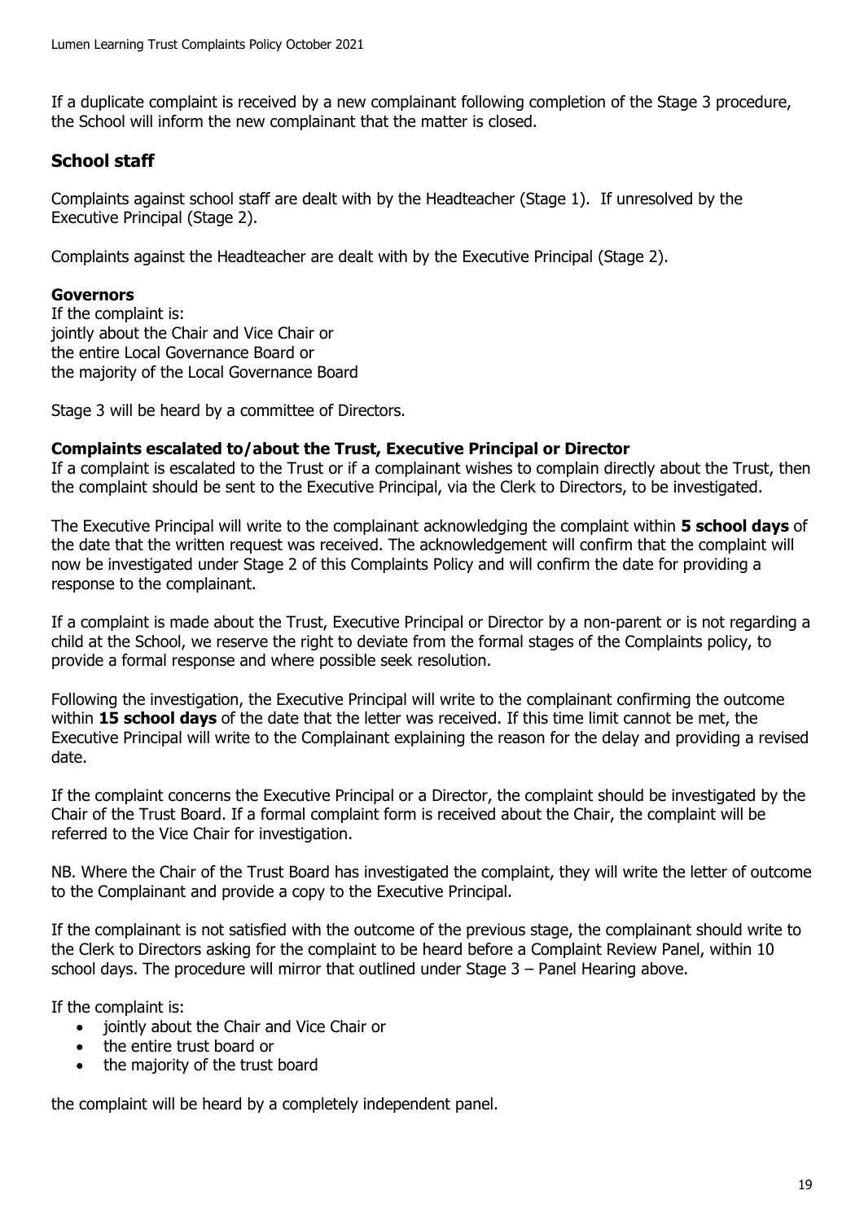If a duplicate complaint is received by a new complainant following completion of the Stage 3 procedure, the School will inform the new complainant that the matter is closed.

## School staff

Complaints against school staff are dealt with by the Headteacher (Stage 1). If unresolved by the Executive Principal (Stage 2).

Complaints against the Headteacher are dealt with by the Executive Principal (Stage 2).

**Governors**

If the complaint is:
jointly about the Chair and Vice Chair or
the entire Local Governance Board or
the majority of the Local Governance Board

Stage 3 will be heard by a committee of Directors.

**Complaints escalated to/about the Trust, Executive Principal or Director**

If a complaint is escalated to the Trust or if a complainant wishes to complain directly about the Trust, then the complaint should be sent to the Executive Principal, via the Clerk to Directors, to be investigated.

The Executive Principal will write to the complainant acknowledging the complaint within **5 school days** of the date that the written request was received. The acknowledgement will confirm that the complaint will now be investigated under Stage 2 of this Complaints Policy and will confirm the date for providing a response to the complainant.

If a complaint is made about the Trust, Executive Principal or Director by a non-parent or is not regarding a child at the School, we reserve the right to deviate from the formal stages of the Complaints policy, to provide a formal response and where possible seek resolution.

Following the investigation, the Executive Principal will write to the complainant confirming the outcome within **15 school days** of the date that the letter was received. If this time limit cannot be met, the Executive Principal will write to the Complainant explaining the reason for the delay and providing a revised date.

If the complaint concerns the Executive Principal or a Director, the complaint should be investigated by the Chair of the Trust Board. If a formal complaint form is received about the Chair, the complaint will be referred to the Vice Chair for investigation.

NB. Where the Chair of the Trust Board has investigated the complaint, they will write the letter of outcome to the Complainant and provide a copy to the Executive Principal.

If the complainant is not satisfied with the outcome of the previous stage, the complainant should write to the Clerk to Directors asking for the complaint to be heard before a Complaint Review Panel, within 10 school days. The procedure will mirror that outlined under Stage 3 – Panel Hearing above.

If the complaint is:

- jointly about the Chair and Vice Chair or
- the entire trust board or
- the majority of the trust board

the complaint will be heard by a completely independent panel.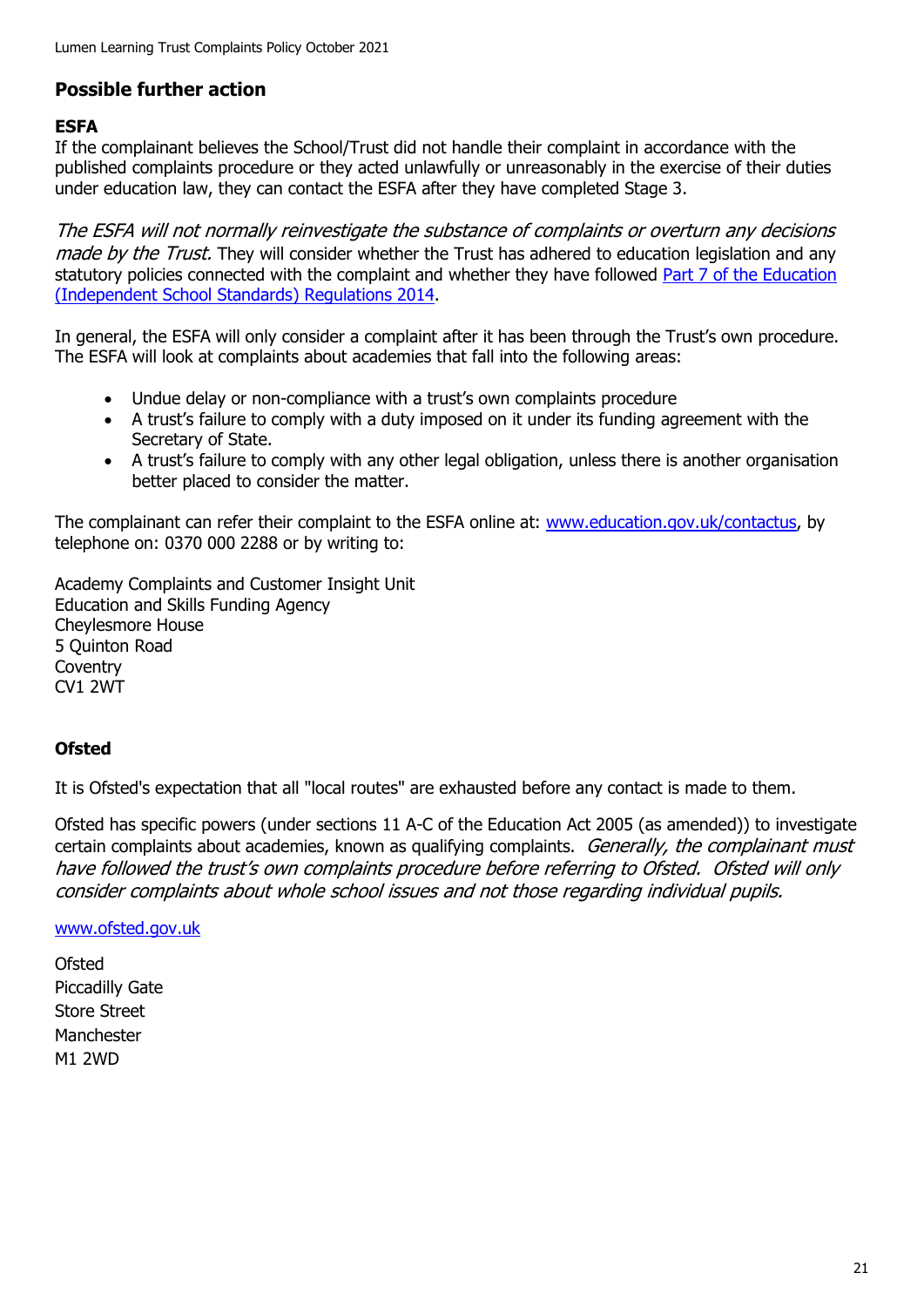## Possible further action

### ESFA

If the complainant believes the School/Trust did not handle their complaint in accordance with the published complaints procedure or they acted unlawfully or unreasonably in the exercise of their duties under education law, they can contact the ESFA after they have completed Stage 3.

*The ESFA will not normally reinvestigate the substance of complaints or overturn any decisions made by the Trust.* They will consider whether the Trust has adhered to education legislation and any statutory policies connected with the complaint and whether they have followed [Part 7 of the Education (Independent School Standards) Regulations 2014](Part 7 of the Education (Independent School Standards) Regulations 2014).

In general, the ESFA will only consider a complaint after it has been through the Trust's own procedure. The ESFA will look at complaints about academies that fall into the following areas:

- Undue delay or non-compliance with a trust's own complaints procedure
- A trust's failure to comply with a duty imposed on it under its funding agreement with the Secretary of State.
- A trust's failure to comply with any other legal obligation, unless there is another organisation better placed to consider the matter.

The complainant can refer their complaint to the ESFA online at: [www.education.gov.uk/contactus](www.education.gov.uk/contactus), by telephone on: 0370 000 2288 or by writing to:

Academy Complaints and Customer Insight Unit
Education and Skills Funding Agency
Cheylesmore House
5 Quinton Road
Coventry
CV1 2WT

### Ofsted

It is Ofsted's expectation that all "local routes" are exhausted before any contact is made to them.

Ofsted has specific powers (under sections 11 A-C of the Education Act 2005 (as amended)) to investigate certain complaints about academies, known as qualifying complaints. *Generally, the complainant must have followed the trust's own complaints procedure before referring to Ofsted. Ofsted will only consider complaints about whole school issues and not those regarding individual pupils.*

[www.ofsted.gov.uk](www.ofsted.gov.uk)

Ofsted
Piccadilly Gate
Store Street
Manchester
M1 2WD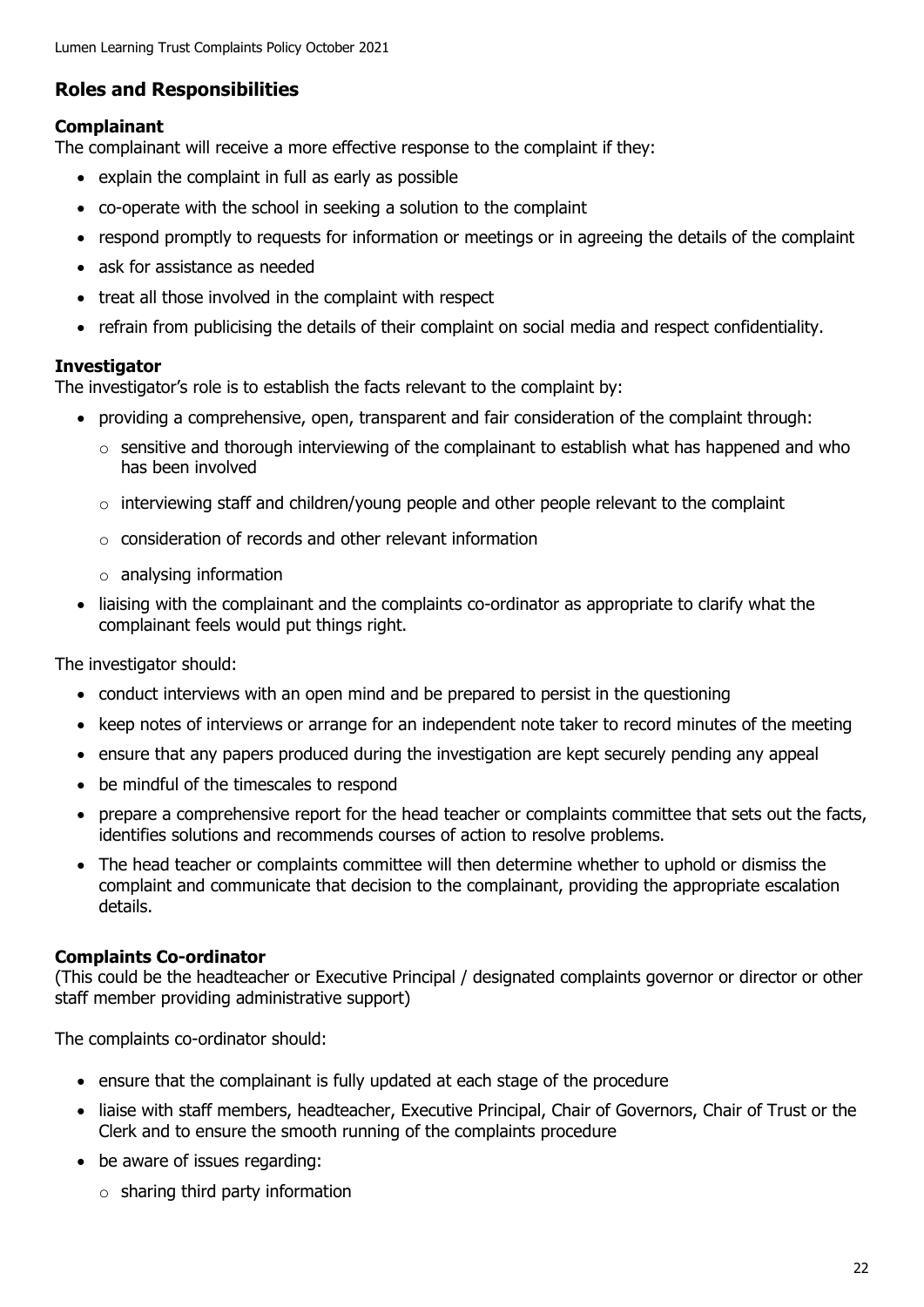## Roles and Responsibilities

### Complainant

The complainant will receive a more effective response to the complaint if they:

- explain the complaint in full as early as possible
- co-operate with the school in seeking a solution to the complaint
- respond promptly to requests for information or meetings or in agreeing the details of the complaint
- ask for assistance as needed
- treat all those involved in the complaint with respect
- refrain from publicising the details of their complaint on social media and respect confidentiality.

### Investigator

The investigator's role is to establish the facts relevant to the complaint by:

- providing a comprehensive, open, transparent and fair consideration of the complaint through:
  - sensitive and thorough interviewing of the complainant to establish what has happened and who has been involved
  - interviewing staff and children/young people and other people relevant to the complaint
  - consideration of records and other relevant information
  - analysing information
- liaising with the complainant and the complaints co-ordinator as appropriate to clarify what the complainant feels would put things right.

The investigator should:

- conduct interviews with an open mind and be prepared to persist in the questioning
- keep notes of interviews or arrange for an independent note taker to record minutes of the meeting
- ensure that any papers produced during the investigation are kept securely pending any appeal
- be mindful of the timescales to respond
- prepare a comprehensive report for the head teacher or complaints committee that sets out the facts, identifies solutions and recommends courses of action to resolve problems.
- The head teacher or complaints committee will then determine whether to uphold or dismiss the complaint and communicate that decision to the complainant, providing the appropriate escalation details.

### Complaints Co-ordinator

(This could be the headteacher or Executive Principal / designated complaints governor or director or other staff member providing administrative support)

The complaints co-ordinator should:

- ensure that the complainant is fully updated at each stage of the procedure
- liaise with staff members, headteacher, Executive Principal, Chair of Governors, Chair of Trust or the Clerk and to ensure the smooth running of the complaints procedure
- be aware of issues regarding:
  - sharing third party information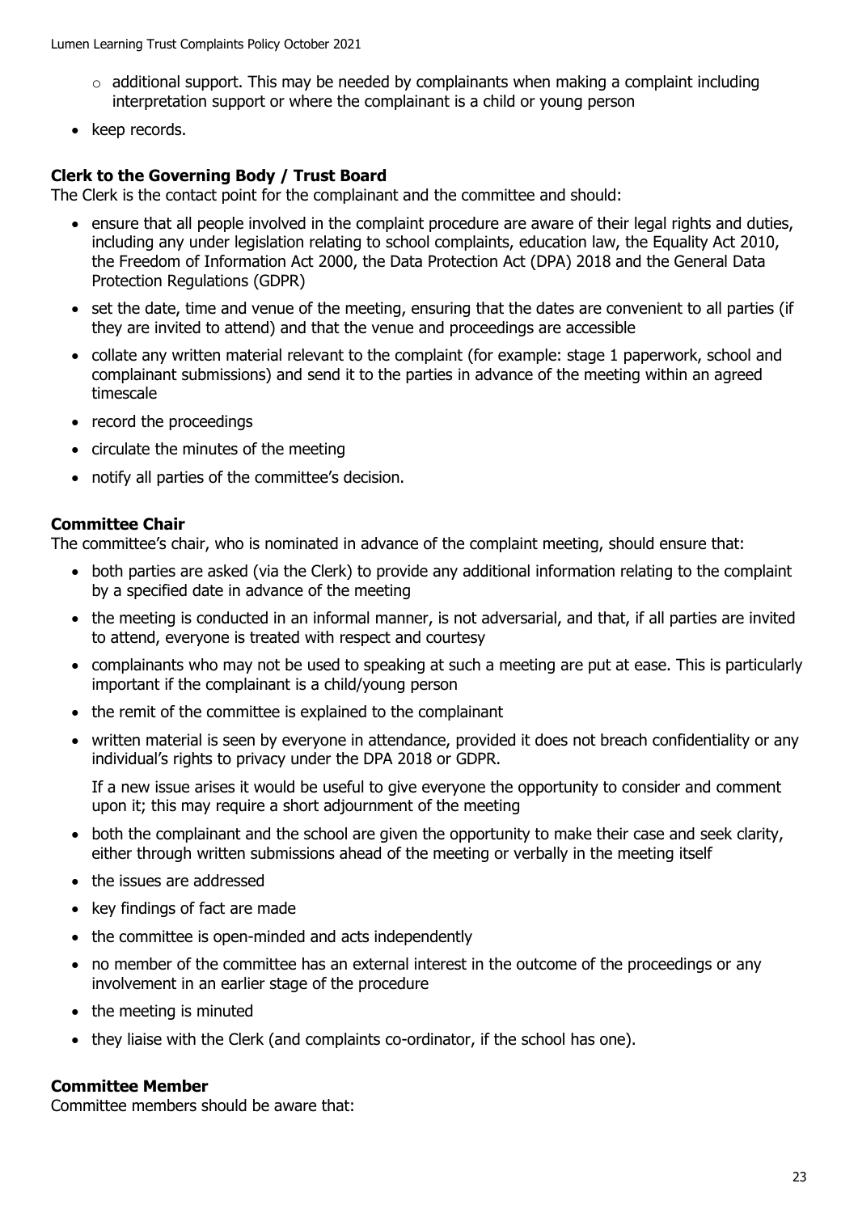- additional support. This may be needed by complainants when making a complaint including interpretation support or where the complainant is a child or young person
- keep records.

**Clerk to the Governing Body / Trust Board**
The Clerk is the contact point for the complainant and the committee and should:

- ensure that all people involved in the complaint procedure are aware of their legal rights and duties, including any under legislation relating to school complaints, education law, the Equality Act 2010, the Freedom of Information Act 2000, the Data Protection Act (DPA) 2018 and the General Data Protection Regulations (GDPR)
- set the date, time and venue of the meeting, ensuring that the dates are convenient to all parties (if they are invited to attend) and that the venue and proceedings are accessible
- collate any written material relevant to the complaint (for example: stage 1 paperwork, school and complainant submissions) and send it to the parties in advance of the meeting within an agreed timescale
- record the proceedings
- circulate the minutes of the meeting
- notify all parties of the committee's decision.

**Committee Chair**
The committee's chair, who is nominated in advance of the complaint meeting, should ensure that:

- both parties are asked (via the Clerk) to provide any additional information relating to the complaint by a specified date in advance of the meeting
- the meeting is conducted in an informal manner, is not adversarial, and that, if all parties are invited to attend, everyone is treated with respect and courtesy
- complainants who may not be used to speaking at such a meeting are put at ease. This is particularly important if the complainant is a child/young person
- the remit of the committee is explained to the complainant
- written material is seen by everyone in attendance, provided it does not breach confidentiality or any individual's rights to privacy under the DPA 2018 or GDPR.

  If a new issue arises it would be useful to give everyone the opportunity to consider and comment upon it; this may require a short adjournment of the meeting
- both the complainant and the school are given the opportunity to make their case and seek clarity, either through written submissions ahead of the meeting or verbally in the meeting itself
- the issues are addressed
- key findings of fact are made
- the committee is open-minded and acts independently
- no member of the committee has an external interest in the outcome of the proceedings or any involvement in an earlier stage of the procedure
- the meeting is minuted
- they liaise with the Clerk (and complaints co-ordinator, if the school has one).

**Committee Member**
Committee members should be aware that: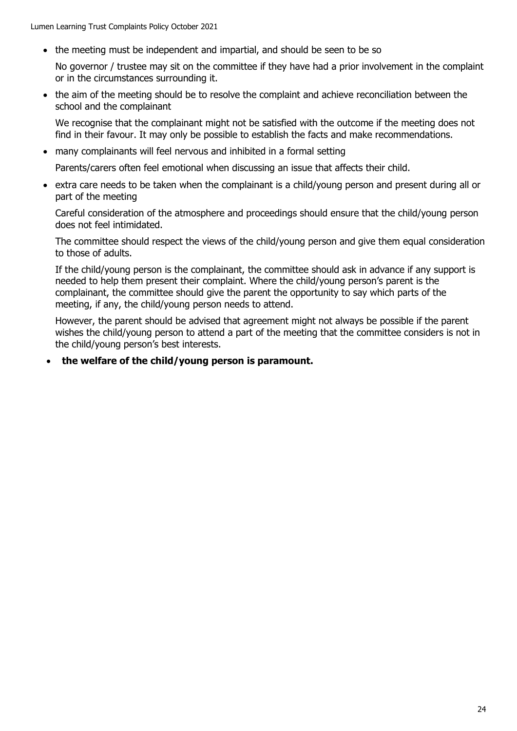- the meeting must be independent and impartial, and should be seen to be so

  No governor / trustee may sit on the committee if they have had a prior involvement in the complaint or in the circumstances surrounding it.

- the aim of the meeting should be to resolve the complaint and achieve reconciliation between the school and the complainant

  We recognise that the complainant might not be satisfied with the outcome if the meeting does not find in their favour. It may only be possible to establish the facts and make recommendations.

- many complainants will feel nervous and inhibited in a formal setting

  Parents/carers often feel emotional when discussing an issue that affects their child.

- extra care needs to be taken when the complainant is a child/young person and present during all or part of the meeting

  Careful consideration of the atmosphere and proceedings should ensure that the child/young person does not feel intimidated.

  The committee should respect the views of the child/young person and give them equal consideration to those of adults.

  If the child/young person is the complainant, the committee should ask in advance if any support is needed to help them present their complaint. Where the child/young person's parent is the complainant, the committee should give the parent the opportunity to say which parts of the meeting, if any, the child/young person needs to attend.

  However, the parent should be advised that agreement might not always be possible if the parent wishes the child/young person to attend a part of the meeting that the committee considers is not in the child/young person's best interests.

- **the welfare of the child/young person is paramount.**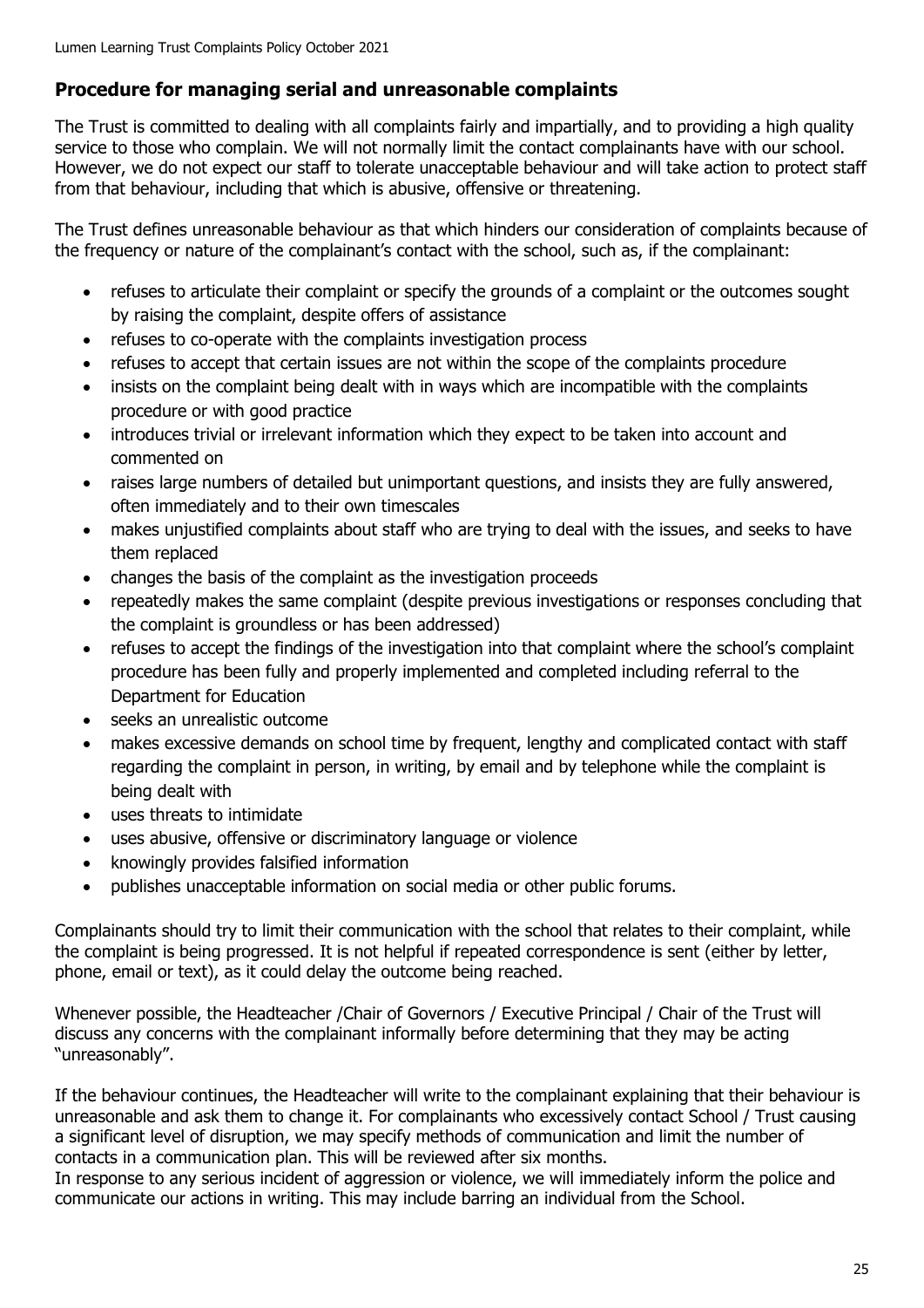## Procedure for managing serial and unreasonable complaints

The Trust is committed to dealing with all complaints fairly and impartially, and to providing a high quality service to those who complain. We will not normally limit the contact complainants have with our school. However, we do not expect our staff to tolerate unacceptable behaviour and will take action to protect staff from that behaviour, including that which is abusive, offensive or threatening.

The Trust defines unreasonable behaviour as that which hinders our consideration of complaints because of the frequency or nature of the complainant's contact with the school, such as, if the complainant:

- refuses to articulate their complaint or specify the grounds of a complaint or the outcomes sought by raising the complaint, despite offers of assistance
- refuses to co-operate with the complaints investigation process
- refuses to accept that certain issues are not within the scope of the complaints procedure
- insists on the complaint being dealt with in ways which are incompatible with the complaints procedure or with good practice
- introduces trivial or irrelevant information which they expect to be taken into account and commented on
- raises large numbers of detailed but unimportant questions, and insists they are fully answered, often immediately and to their own timescales
- makes unjustified complaints about staff who are trying to deal with the issues, and seeks to have them replaced
- changes the basis of the complaint as the investigation proceeds
- repeatedly makes the same complaint (despite previous investigations or responses concluding that the complaint is groundless or has been addressed)
- refuses to accept the findings of the investigation into that complaint where the school's complaint procedure has been fully and properly implemented and completed including referral to the Department for Education
- seeks an unrealistic outcome
- makes excessive demands on school time by frequent, lengthy and complicated contact with staff regarding the complaint in person, in writing, by email and by telephone while the complaint is being dealt with
- uses threats to intimidate
- uses abusive, offensive or discriminatory language or violence
- knowingly provides falsified information
- publishes unacceptable information on social media or other public forums.

Complainants should try to limit their communication with the school that relates to their complaint, while the complaint is being progressed. It is not helpful if repeated correspondence is sent (either by letter, phone, email or text), as it could delay the outcome being reached.

Whenever possible, the Headteacher /Chair of Governors / Executive Principal / Chair of the Trust will discuss any concerns with the complainant informally before determining that they may be acting "unreasonably".

If the behaviour continues, the Headteacher will write to the complainant explaining that their behaviour is unreasonable and ask them to change it. For complainants who excessively contact School / Trust causing a significant level of disruption, we may specify methods of communication and limit the number of contacts in a communication plan. This will be reviewed after six months.

In response to any serious incident of aggression or violence, we will immediately inform the police and communicate our actions in writing. This may include barring an individual from the School.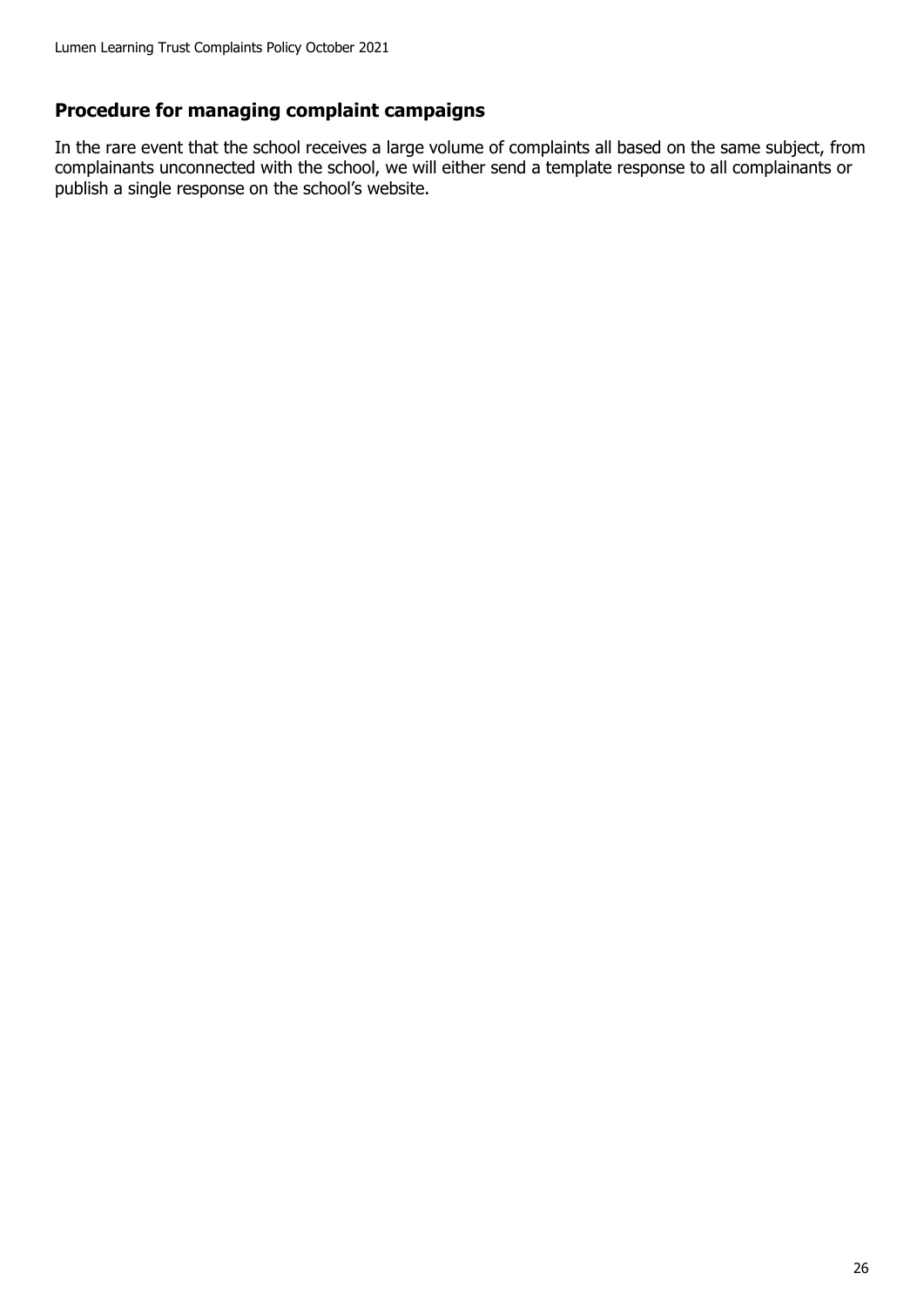## Procedure for managing complaint campaigns

In the rare event that the school receives a large volume of complaints all based on the same subject, from complainants unconnected with the school, we will either send a template response to all complainants or publish a single response on the school's website.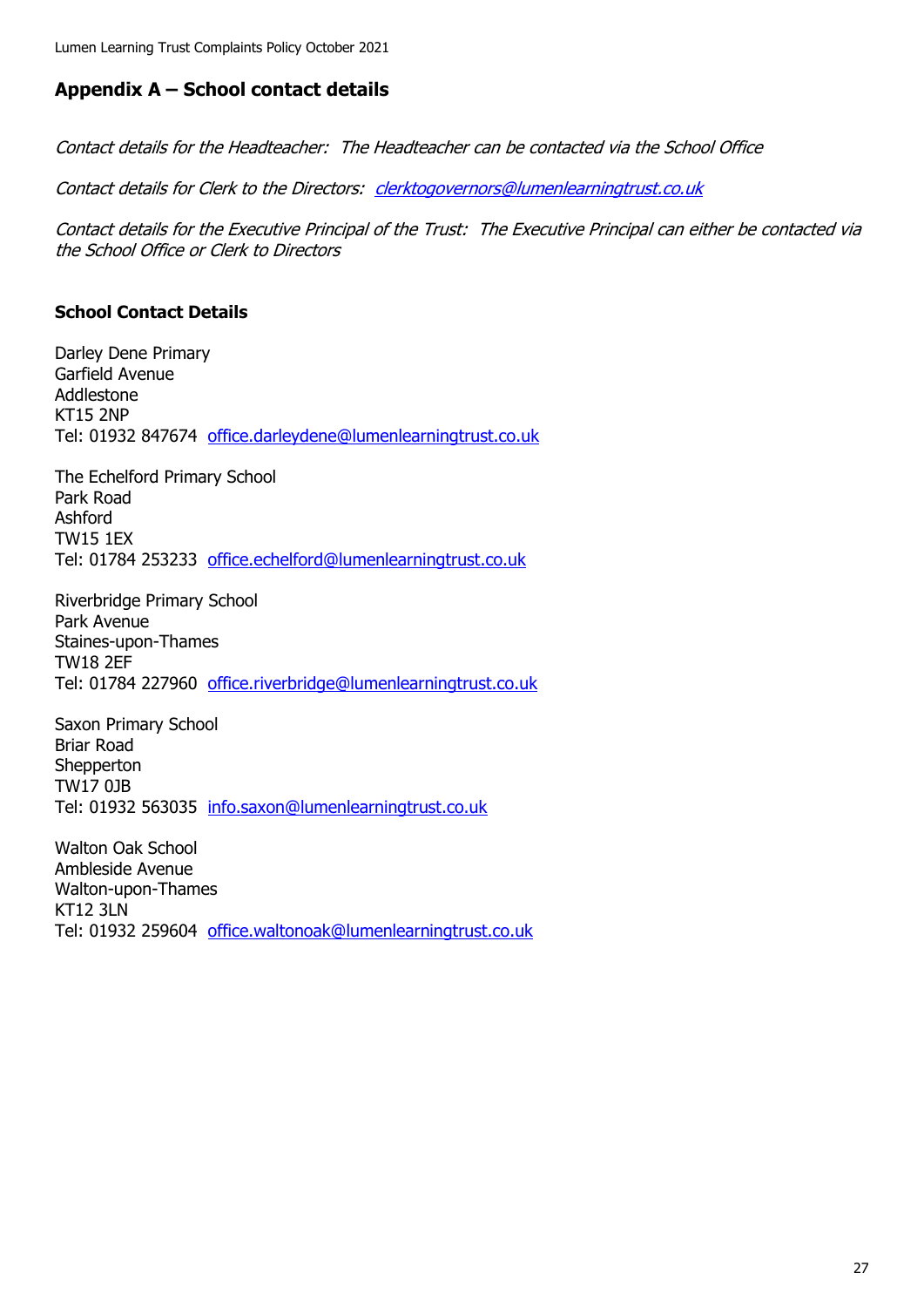## Appendix A – School contact details

*Contact details for the Headteacher: The Headteacher can be contacted via the School Office*

*Contact details for Clerk to the Directors: clerktogovernors@lumenlearningtrust.co.uk*

*Contact details for the Executive Principal of the Trust: The Executive Principal can either be contacted via the School Office or Clerk to Directors*

### School Contact Details

Darley Dene Primary
Garfield Avenue
Addlestone
KT15 2NP
Tel: 01932 847674 office.darleydene@lumenlearningtrust.co.uk

The Echelford Primary School
Park Road
Ashford
TW15 1EX
Tel: 01784 253233 office.echelford@lumenlearningtrust.co.uk

Riverbridge Primary School
Park Avenue
Staines-upon-Thames
TW18 2EF
Tel: 01784 227960 office.riverbridge@lumenlearningtrust.co.uk

Saxon Primary School
Briar Road
Shepperton
TW17 0JB
Tel: 01932 563035 info.saxon@lumenlearningtrust.co.uk

Walton Oak School
Ambleside Avenue
Walton-upon-Thames
KT12 3LN
Tel: 01932 259604 office.waltonoak@lumenlearningtrust.co.uk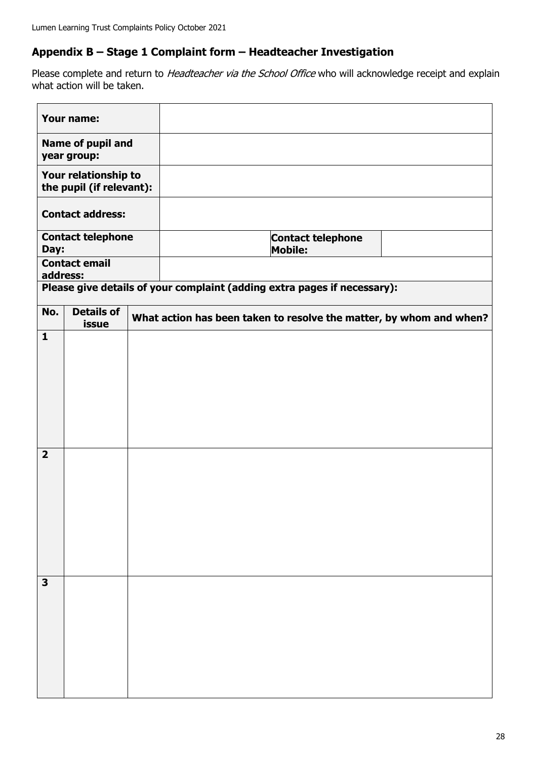## Appendix B – Stage 1 Complaint form – Headteacher Investigation

Please complete and return to *Headteacher via the School Office* who will acknowledge receipt and explain what action will be taken.

| | | | |
|---|---|---|---|
| **Your name:** | | | |
| **Name of pupil and year group:** | | | |
| **Your relationship to the pupil (if relevant):** | | | |
| **Contact address:** | | | |
| **Contact telephone Day:** | | **Contact telephone Mobile:** | |
| **Contact email address:** | | | |

**Please give details of your complaint (adding extra pages if necessary):**

| No. | Details of issue | What action has been taken to resolve the matter, by whom and when? |
|---|---|---|
| **1** | | |
| **2** | | |
| **3** | | |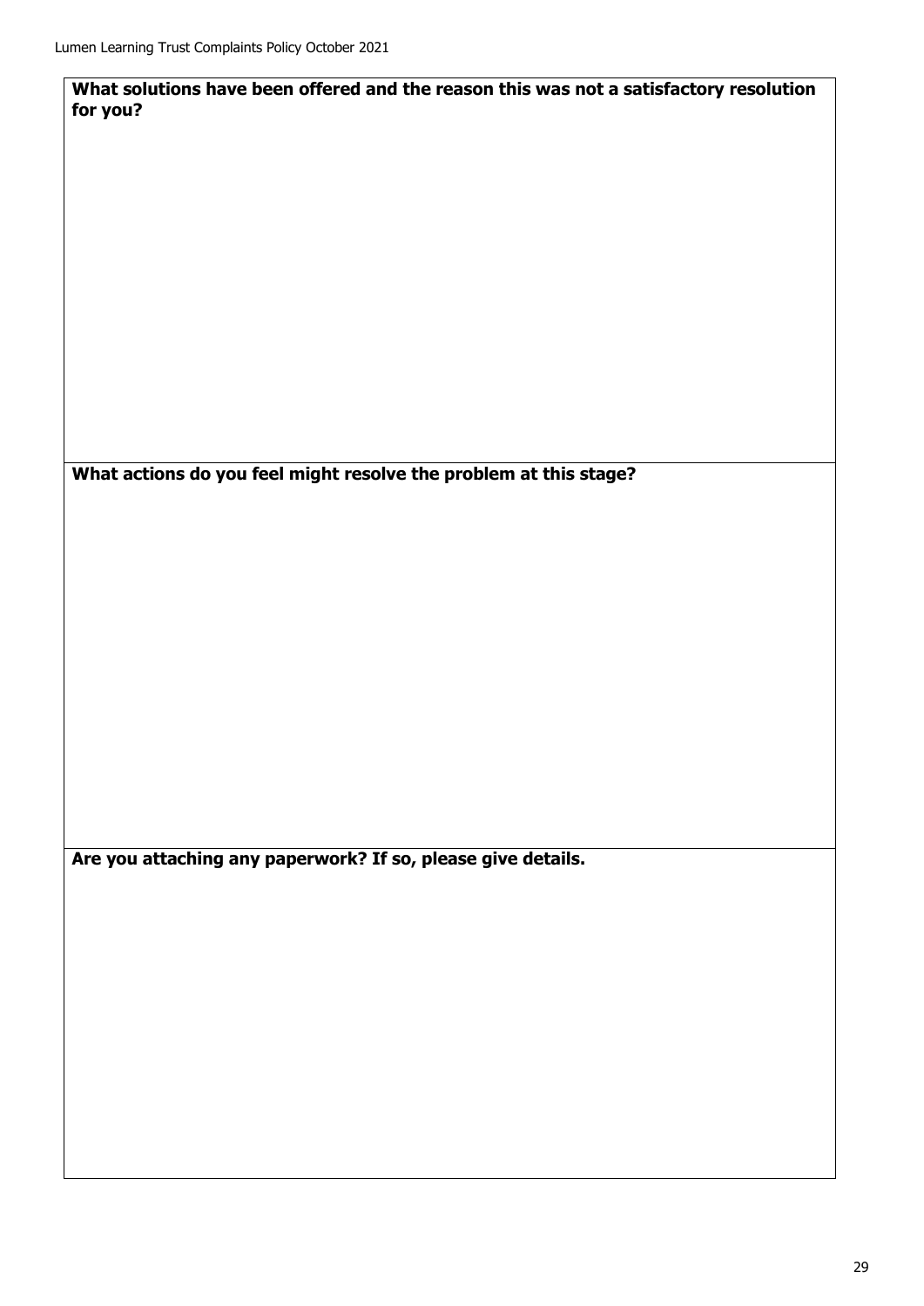**What solutions have been offered and the reason this was not a satisfactory resolution for you?**

**What actions do you feel might resolve the problem at this stage?**

**Are you attaching any paperwork? If so, please give details.**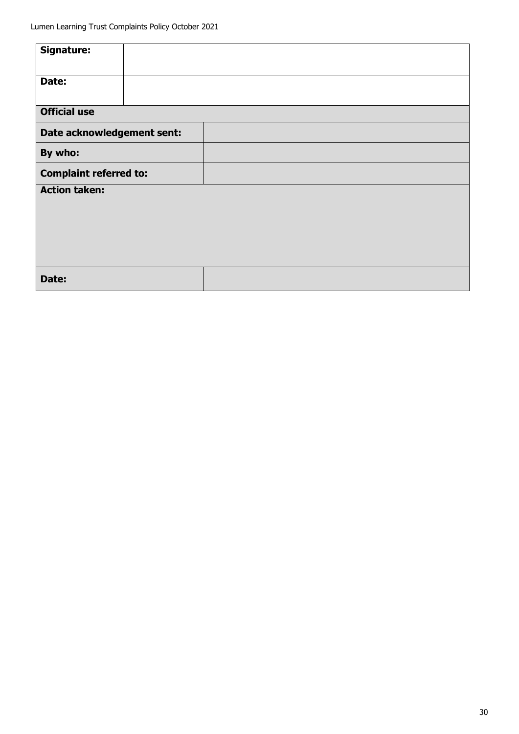| **Signature:** | |
|---|---|
| **Date:** | |
| **Official use** | |
| **Date acknowledgement sent:** | |
| **By who:** | |
| **Complaint referred to:** | |
| **Action taken:** | |
| **Date:** | |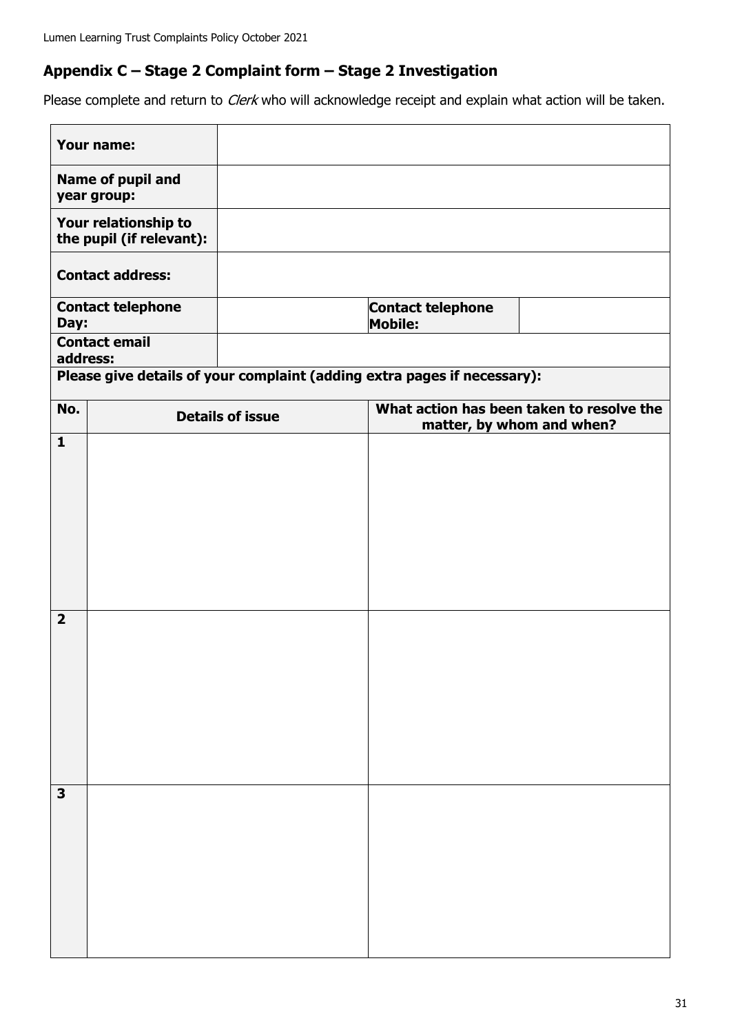## Appendix C – Stage 2 Complaint form – Stage 2 Investigation

Please complete and return to *Clerk* who will acknowledge receipt and explain what action will be taken.

| | | | |
|---|---|---|---|
| **Your name:** | | | |
| **Name of pupil and year group:** | | | |
| **Your relationship to the pupil (if relevant):** | | | |
| **Contact address:** | | | |
| **Contact telephone Day:** | | **Contact telephone Mobile:** | |
| **Contact email address:** | | | |

**Please give details of your complaint (adding extra pages if necessary):**

| No. | Details of issue | What action has been taken to resolve the matter, by whom and when? |
|---|---|---|
| **1** | | |
| **2** | | |
| **3** | | |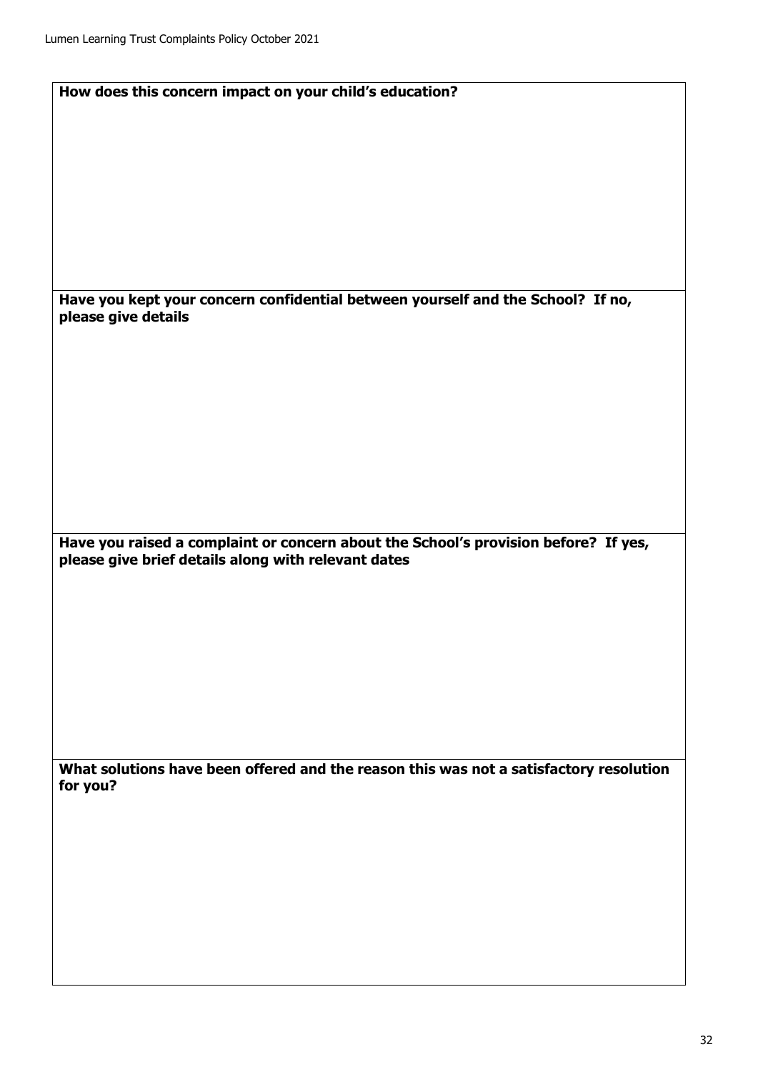| How does this concern impact on your child's education? |
| --- |
| |
| **Have you kept your concern confidential between yourself and the School? If no, please give details** |
| |
| **Have you raised a complaint or concern about the School's provision before? If yes, please give brief details along with relevant dates** |
| |
| **What solutions have been offered and the reason this was not a satisfactory resolution for you?** |
| |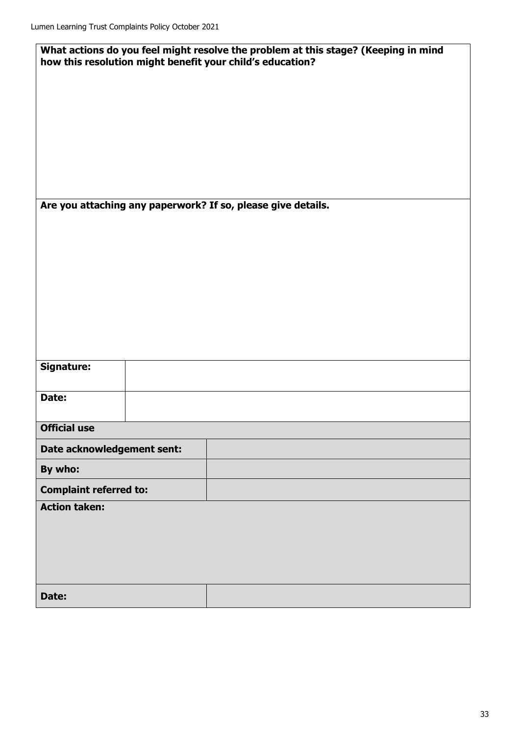| What actions do you feel might resolve the problem at this stage? (Keeping in mind how this resolution might benefit your child's education? |
| --- |
| |

| Are you attaching any paperwork? If so, please give details. |
| --- |
| |

| **Signature:** | |
| --- | --- |
| **Date:** | |

| **Official use** | |
| --- | --- |
| **Date acknowledgement sent:** | |
| **By who:** | |
| **Complaint referred to:** | |
| **Action taken:** | |
| **Date:** | |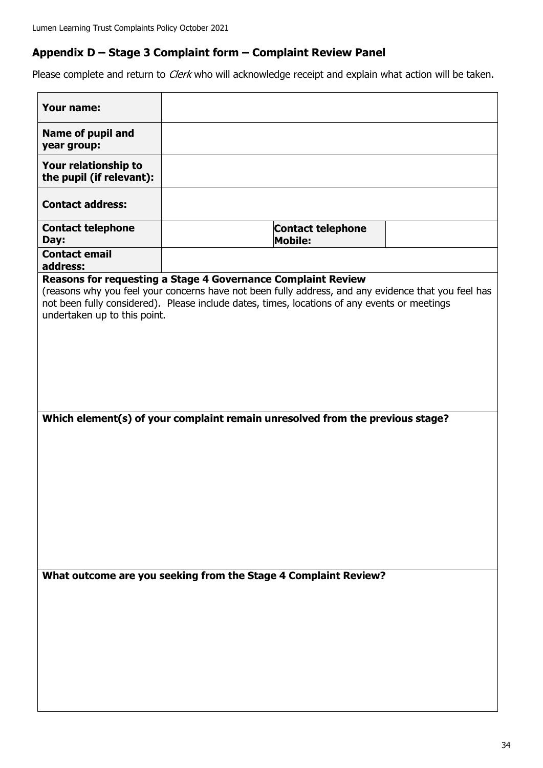## Appendix D – Stage 3 Complaint form – Complaint Review Panel

Please complete and return to *Clerk* who will acknowledge receipt and explain what action will be taken.

| | | | |
|---|---|---|---|
| **Your name:** | | | |
| **Name of pupil and year group:** | | | |
| **Your relationship to the pupil (if relevant):** | | | |
| **Contact address:** | | | |
| **Contact telephone Day:** | | **Contact telephone Mobile:** | |
| **Contact email address:** | | | |

**Reasons for requesting a Stage 4 Governance Complaint Review**
(reasons why you feel your concerns have not been fully address, and any evidence that you feel has not been fully considered). Please include dates, times, locations of any events or meetings undertaken up to this point.

**Which element(s) of your complaint remain unresolved from the previous stage?**

**What outcome are you seeking from the Stage 4 Complaint Review?**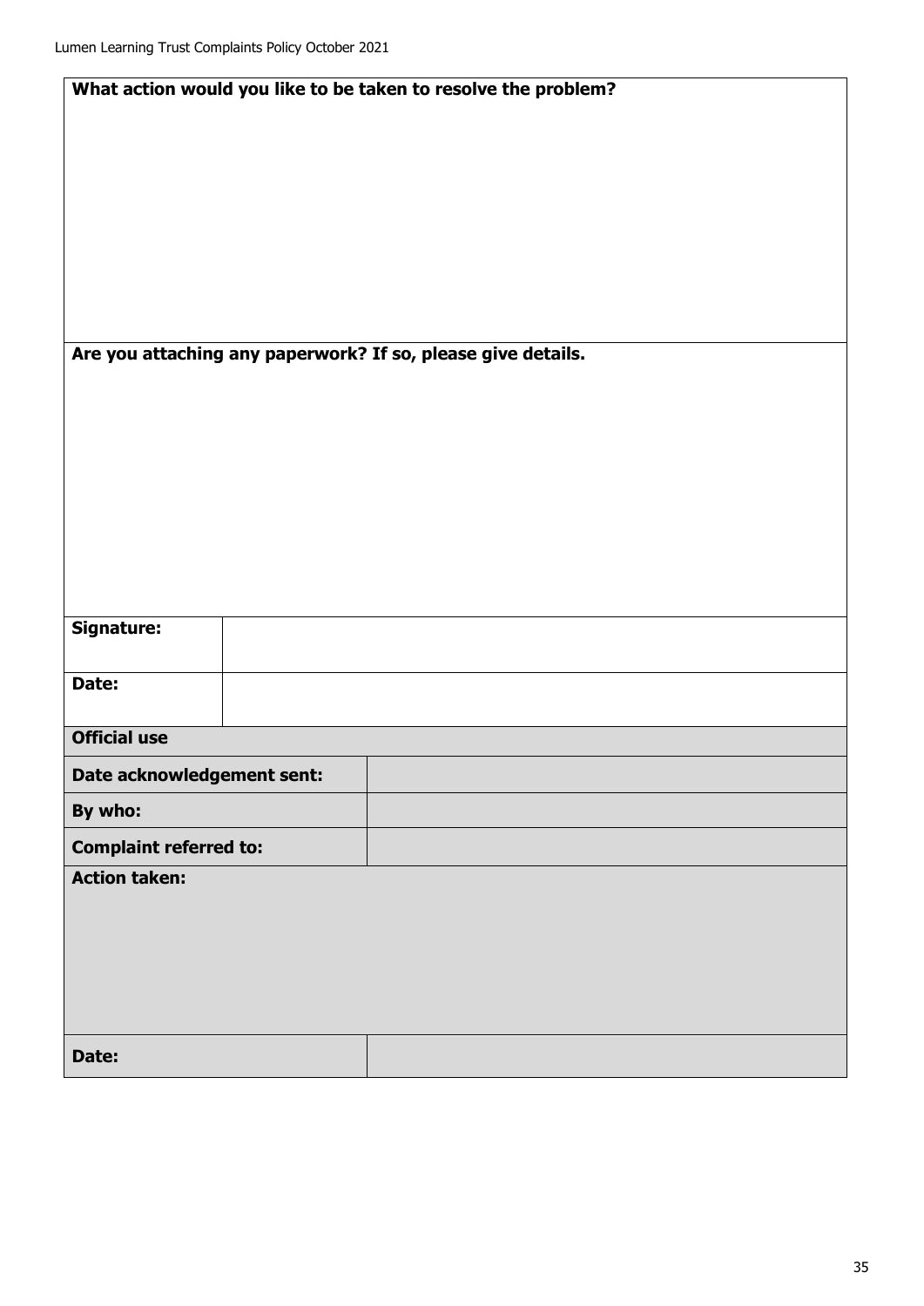| |
|---|
| **What action would you like to be taken to resolve the problem?** |
| **Are you attaching any paperwork? If so, please give details.** |

| | |
|---|---|
| **Signature:** | |
| **Date:** | |

| | |
|---|---|
| **Official use** | |
| **Date acknowledgement sent:** | |
| **By who:** | |
| **Complaint referred to:** | |
| **Action taken:** | |
| **Date:** | |